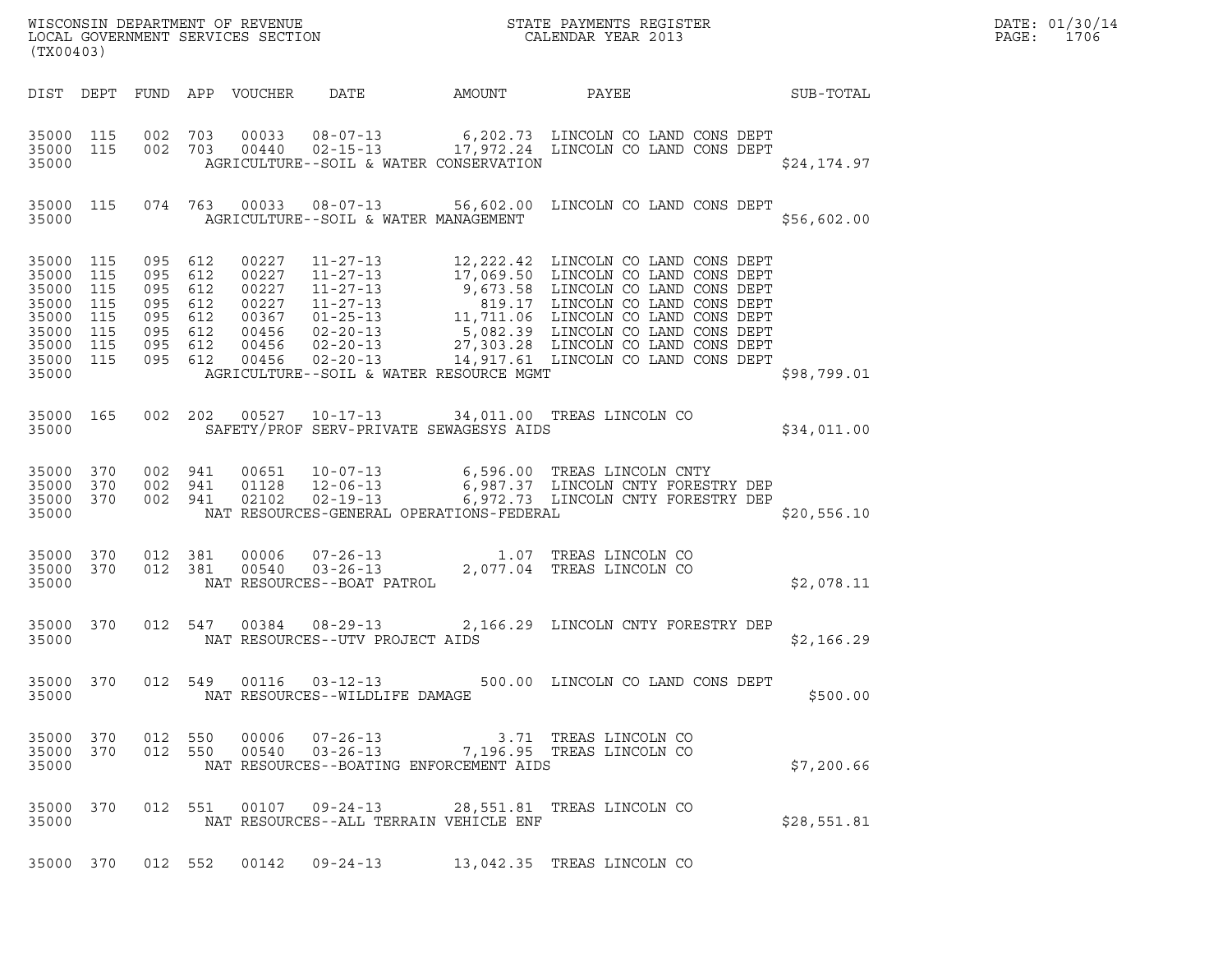WISCONSIN DEPARTMENT OF REVENUE
LOCAL GOVERNMENT SERVICES SECTION
(TX00403)

STATE PAYMENTS REGISTER
CALENDAR YEAR 2013

DATE: 01/30/14
PAGE: 1706

| DIST | DEPT | FUND | APP | VOUCHER | DATE | AMOUNT | PAYEE | SUB-TOTAL |
|---|---|---|---|---|---|---|---|---|
| 35000 | 115 | 002 | 703 | 00033 | 08-07-13 | 6,202.73 | LINCOLN CO LAND CONS DEPT | |
| 35000 | 115 | 002 | 703 | 00440 | 02-15-13 | 17,972.24 | LINCOLN CO LAND CONS DEPT | |
| 35000 | | | | | AGRICULTURE--SOIL & WATER CONSERVATION | | | $24,174.97 |
| 35000 | 115 | 074 | 763 | 00033 | 08-07-13 | 56,602.00 | LINCOLN CO LAND CONS DEPT | |
| 35000 | | | | | AGRICULTURE--SOIL & WATER MANAGEMENT | | | $56,602.00 |
| 35000 | 115 | 095 | 612 | 00227 | 11-27-13 | 12,222.42 | LINCOLN CO LAND CONS DEPT | |
| 35000 | 115 | 095 | 612 | 00227 | 11-27-13 | 17,069.50 | LINCOLN CO LAND CONS DEPT | |
| 35000 | 115 | 095 | 612 | 00227 | 11-27-13 | 9,673.58 | LINCOLN CO LAND CONS DEPT | |
| 35000 | 115 | 095 | 612 | 00227 | 11-27-13 | 819.17 | LINCOLN CO LAND CONS DEPT | |
| 35000 | 115 | 095 | 612 | 00367 | 01-25-13 | 11,711.06 | LINCOLN CO LAND CONS DEPT | |
| 35000 | 115 | 095 | 612 | 00456 | 02-20-13 | 5,082.39 | LINCOLN CO LAND CONS DEPT | |
| 35000 | 115 | 095 | 612 | 00456 | 02-20-13 | 27,303.28 | LINCOLN CO LAND CONS DEPT | |
| 35000 | 115 | 095 | 612 | 00456 | 02-20-13 | 14,917.61 | LINCOLN CO LAND CONS DEPT | |
| 35000 | | | | | AGRICULTURE--SOIL & WATER RESOURCE MGMT | | | $98,799.01 |
| 35000 | 165 | 002 | 202 | 00527 | 10-17-13 | 34,011.00 | TREAS LINCOLN CO | |
| 35000 | | | | | SAFETY/PROF SERV-PRIVATE SEWAGESYS AIDS | | | $34,011.00 |
| 35000 | 370 | 002 | 941 | 00651 | 10-07-13 | 6,596.00 | TREAS LINCOLN CNTY | |
| 35000 | 370 | 002 | 941 | 01128 | 12-06-13 | 6,987.37 | LINCOLN CNTY FORESTRY DEP | |
| 35000 | 370 | 002 | 941 | 02102 | 02-19-13 | 6,972.73 | LINCOLN CNTY FORESTRY DEP | |
| 35000 | | | | | NAT RESOURCES-GENERAL OPERATIONS-FEDERAL | | | $20,556.10 |
| 35000 | 370 | 012 | 381 | 00006 | 07-26-13 | 1.07 | TREAS LINCOLN CO | |
| 35000 | 370 | 012 | 381 | 00540 | 03-26-13 | 2,077.04 | TREAS LINCOLN CO | |
| 35000 | | | | | NAT RESOURCES--BOAT PATROL | | | $2,078.11 |
| 35000 | 370 | 012 | 547 | 00384 | 08-29-13 | 2,166.29 | LINCOLN CNTY FORESTRY DEP | |
| 35000 | | | | | NAT RESOURCES--UTV PROJECT AIDS | | | $2,166.29 |
| 35000 | 370 | 012 | 549 | 00116 | 03-12-13 | 500.00 | LINCOLN CO LAND CONS DEPT | |
| 35000 | | | | | NAT RESOURCES--WILDLIFE DAMAGE | | | $500.00 |
| 35000 | 370 | 012 | 550 | 00006 | 07-26-13 | 3.71 | TREAS LINCOLN CO | |
| 35000 | 370 | 012 | 550 | 00540 | 03-26-13 | 7,196.95 | TREAS LINCOLN CO | |
| 35000 | | | | | NAT RESOURCES--BOATING ENFORCEMENT AIDS | | | $7,200.66 |
| 35000 | 370 | 012 | 551 | 00107 | 09-24-13 | 28,551.81 | TREAS LINCOLN CO | |
| 35000 | | | | | NAT RESOURCES--ALL TERRAIN VEHICLE ENF | | | $28,551.81 |
| 35000 | 370 | 012 | 552 | 00142 | 09-24-13 | 13,042.35 | TREAS LINCOLN CO | |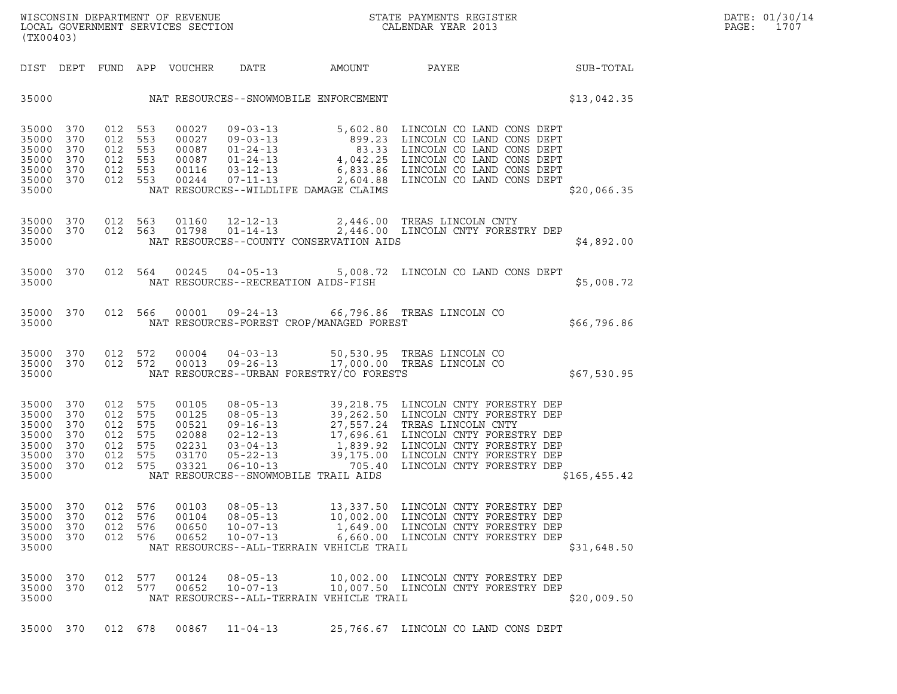WISCONSIN DEPARTMENT OF REVENUE
LOCAL GOVERNMENT SERVICES SECTION
(TX00403)

STATE PAYMENTS REGISTER
CALENDAR YEAR 2013

DATE: 01/30/14
PAGE: 1707

| DIST | DEPT | FUND | APP | VOUCHER | DATE | AMOUNT | PAYEE | SUB-TOTAL |
|---|---|---|---|---|---|---|---|---|
| 35000 | | | | | NAT RESOURCES--SNOWMOBILE ENFORCEMENT | | | $13,042.35 |
| 35000 | 370 | 012 | 553 | 00027 | 09-03-13 | 5,602.80 | LINCOLN CO LAND CONS DEPT | |
| 35000 | 370 | 012 | 553 | 00027 | 09-03-13 | 899.23 | LINCOLN CO LAND CONS DEPT | |
| 35000 | 370 | 012 | 553 | 00087 | 01-24-13 | 83.33 | LINCOLN CO LAND CONS DEPT | |
| 35000 | 370 | 012 | 553 | 00087 | 01-24-13 | 4,042.25 | LINCOLN CO LAND CONS DEPT | |
| 35000 | 370 | 012 | 553 | 00116 | 03-12-13 | 6,833.86 | LINCOLN CO LAND CONS DEPT | |
| 35000 | 370 | 012 | 553 | 00244 | 07-11-13 | 2,604.88 | LINCOLN CO LAND CONS DEPT | |
| 35000 | | | | | NAT RESOURCES--WILDLIFE DAMAGE CLAIMS | | | $20,066.35 |
| 35000 | 370 | 012 | 563 | 01160 | 12-12-13 | 2,446.00 | TREAS LINCOLN CNTY | |
| 35000 | 370 | 012 | 563 | 01798 | 01-14-13 | 2,446.00 | LINCOLN CNTY FORESTRY DEP | |
| 35000 | | | | | NAT RESOURCES--COUNTY CONSERVATION AIDS | | | $4,892.00 |
| 35000 | 370 | 012 | 564 | 00245 | 04-05-13 | 5,008.72 | LINCOLN CO LAND CONS DEPT | |
| 35000 | | | | | NAT RESOURCES--RECREATION AIDS-FISH | | | $5,008.72 |
| 35000 | 370 | 012 | 566 | 00001 | 09-24-13 | 66,796.86 | TREAS LINCOLN CO | |
| 35000 | | | | | NAT RESOURCES-FOREST CROP/MANAGED FOREST | | | $66,796.86 |
| 35000 | 370 | 012 | 572 | 00004 | 04-03-13 | 50,530.95 | TREAS LINCOLN CO | |
| 35000 | 370 | 012 | 572 | 00013 | 09-26-13 | 17,000.00 | TREAS LINCOLN CO | |
| 35000 | | | | | NAT RESOURCES--URBAN FORESTRY/CO FORESTS | | | $67,530.95 |
| 35000 | 370 | 012 | 575 | 00105 | 08-05-13 | 39,218.75 | LINCOLN CNTY FORESTRY DEP | |
| 35000 | 370 | 012 | 575 | 00125 | 08-05-13 | 39,262.50 | LINCOLN CNTY FORESTRY DEP | |
| 35000 | 370 | 012 | 575 | 00521 | 09-16-13 | 27,557.24 | TREAS LINCOLN CNTY | |
| 35000 | 370 | 012 | 575 | 02088 | 02-12-13 | 17,696.61 | LINCOLN CNTY FORESTRY DEP | |
| 35000 | 370 | 012 | 575 | 02231 | 03-04-13 | 1,839.92 | LINCOLN CNTY FORESTRY DEP | |
| 35000 | 370 | 012 | 575 | 03170 | 05-22-13 | 39,175.00 | LINCOLN CNTY FORESTRY DEP | |
| 35000 | 370 | 012 | 575 | 03321 | 06-10-13 | 705.40 | LINCOLN CNTY FORESTRY DEP | |
| 35000 | | | | | NAT RESOURCES--SNOWMOBILE TRAIL AIDS | | | $165,455.42 |
| 35000 | 370 | 012 | 576 | 00103 | 08-05-13 | 13,337.50 | LINCOLN CNTY FORESTRY DEP | |
| 35000 | 370 | 012 | 576 | 00104 | 08-05-13 | 10,002.00 | LINCOLN CNTY FORESTRY DEP | |
| 35000 | 370 | 012 | 576 | 00650 | 10-07-13 | 1,649.00 | LINCOLN CNTY FORESTRY DEP | |
| 35000 | 370 | 012 | 576 | 00652 | 10-07-13 | 6,660.00 | LINCOLN CNTY FORESTRY DEP | |
| 35000 | | | | | NAT RESOURCES--ALL-TERRAIN VEHICLE TRAIL | | | $31,648.50 |
| 35000 | 370 | 012 | 577 | 00124 | 08-05-13 | 10,002.00 | LINCOLN CNTY FORESTRY DEP | |
| 35000 | 370 | 012 | 577 | 00652 | 10-07-13 | 10,007.50 | LINCOLN CNTY FORESTRY DEP | |
| 35000 | | | | | NAT RESOURCES--ALL-TERRAIN VEHICLE TRAIL | | | $20,009.50 |
| 35000 | 370 | 012 | 678 | 00867 | 11-04-13 | 25,766.67 | LINCOLN CO LAND CONS DEPT | |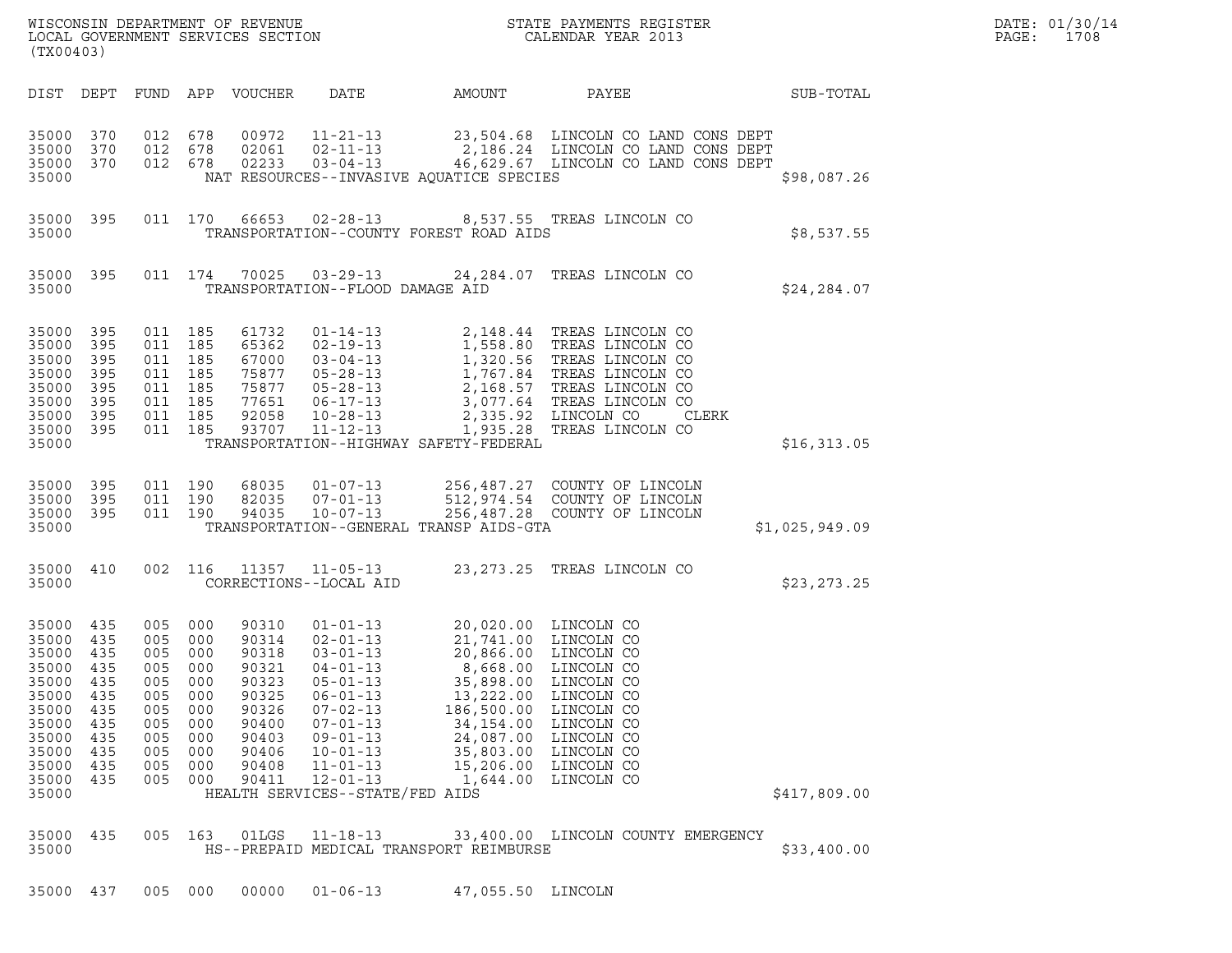WISCONSIN DEPARTMENT OF REVENUE
LOCAL GOVERNMENT SERVICES SECTION
(TX00403)

STATE PAYMENTS REGISTER
CALENDAR YEAR 2013

DATE: 01/30/14
PAGE: 1708

| DIST | DEPT | FUND | APP | VOUCHER | DATE | AMOUNT | PAYEE | SUB-TOTAL |
|---|---|---|---|---|---|---|---|---|
| 35000 | 370 | 012 | 678 | 00972 | 11-21-13 | 23,504.68 | LINCOLN CO LAND CONS DEPT | |
| 35000 | 370 | 012 | 678 | 02061 | 02-11-13 | 2,186.24 | LINCOLN CO LAND CONS DEPT | |
| 35000 | 370 | 012 | 678 | 02233 | 03-04-13 | 46,629.67 | LINCOLN CO LAND CONS DEPT | |
| 35000 | | | | | NAT RESOURCES--INVASIVE AQUATICE SPECIES | | | $98,087.26 |
| 35000 | 395 | 011 | 170 | 66653 | 02-28-13 | 8,537.55 | TREAS LINCOLN CO | |
| 35000 | | | | | TRANSPORTATION--COUNTY FOREST ROAD AIDS | | | $8,537.55 |
| 35000 | 395 | 011 | 174 | 70025 | 03-29-13 | 24,284.07 | TREAS LINCOLN CO | |
| 35000 | | | | | TRANSPORTATION--FLOOD DAMAGE AID | | | $24,284.07 |
| 35000 | 395 | 011 | 185 | 61732 | 01-14-13 | 2,148.44 | TREAS LINCOLN CO | |
| 35000 | 395 | 011 | 185 | 65362 | 02-19-13 | 1,558.80 | TREAS LINCOLN CO | |
| 35000 | 395 | 011 | 185 | 67000 | 03-04-13 | 1,320.56 | TREAS LINCOLN CO | |
| 35000 | 395 | 011 | 185 | 75877 | 05-28-13 | 1,767.84 | TREAS LINCOLN CO | |
| 35000 | 395 | 011 | 185 | 75877 | 05-28-13 | 2,168.57 | TREAS LINCOLN CO | |
| 35000 | 395 | 011 | 185 | 77651 | 06-17-13 | 3,077.64 | TREAS LINCOLN CO | |
| 35000 | 395 | 011 | 185 | 92058 | 10-28-13 | 2,335.92 | LINCOLN CO CLERK | |
| 35000 | 395 | 011 | 185 | 93707 | 11-12-13 | 1,935.28 | TREAS LINCOLN CO | |
| 35000 | | | | | TRANSPORTATION--HIGHWAY SAFETY-FEDERAL | | | $16,313.05 |
| 35000 | 395 | 011 | 190 | 68035 | 01-07-13 | 256,487.27 | COUNTY OF LINCOLN | |
| 35000 | 395 | 011 | 190 | 82035 | 07-01-13 | 512,974.54 | COUNTY OF LINCOLN | |
| 35000 | 395 | 011 | 190 | 94035 | 10-07-13 | 256,487.28 | COUNTY OF LINCOLN | |
| 35000 | | | | | TRANSPORTATION--GENERAL TRANSP AIDS-GTA | | | $1,025,949.09 |
| 35000 | 410 | 002 | 116 | 11357 | 11-05-13 | 23,273.25 | TREAS LINCOLN CO | |
| 35000 | | | | | CORRECTIONS--LOCAL AID | | | $23,273.25 |
| 35000 | 435 | 005 | 000 | 90310 | 01-01-13 | 20,020.00 | LINCOLN CO | |
| 35000 | 435 | 005 | 000 | 90314 | 02-01-13 | 21,741.00 | LINCOLN CO | |
| 35000 | 435 | 005 | 000 | 90318 | 03-01-13 | 20,866.00 | LINCOLN CO | |
| 35000 | 435 | 005 | 000 | 90321 | 04-01-13 | 8,668.00 | LINCOLN CO | |
| 35000 | 435 | 005 | 000 | 90323 | 05-01-13 | 35,898.00 | LINCOLN CO | |
| 35000 | 435 | 005 | 000 | 90325 | 06-01-13 | 13,222.00 | LINCOLN CO | |
| 35000 | 435 | 005 | 000 | 90326 | 07-02-13 | 186,500.00 | LINCOLN CO | |
| 35000 | 435 | 005 | 000 | 90400 | 07-01-13 | 34,154.00 | LINCOLN CO | |
| 35000 | 435 | 005 | 000 | 90403 | 09-01-13 | 24,087.00 | LINCOLN CO | |
| 35000 | 435 | 005 | 000 | 90406 | 10-01-13 | 35,803.00 | LINCOLN CO | |
| 35000 | 435 | 005 | 000 | 90408 | 11-01-13 | 15,206.00 | LINCOLN CO | |
| 35000 | 435 | 005 | 000 | 90411 | 12-01-13 | 1,644.00 | LINCOLN CO | |
| 35000 | | | | | HEALTH SERVICES--STATE/FED AIDS | | | $417,809.00 |
| 35000 | 435 | 005 | 163 | 01LGS | 11-18-13 | 33,400.00 | LINCOLN COUNTY EMERGENCY | |
| 35000 | | | | | HS--PREPAID MEDICAL TRANSPORT REIMBURSE | | | $33,400.00 |
| 35000 | 437 | 005 | 000 | 00000 | 01-06-13 | 47,055.50 | LINCOLN | |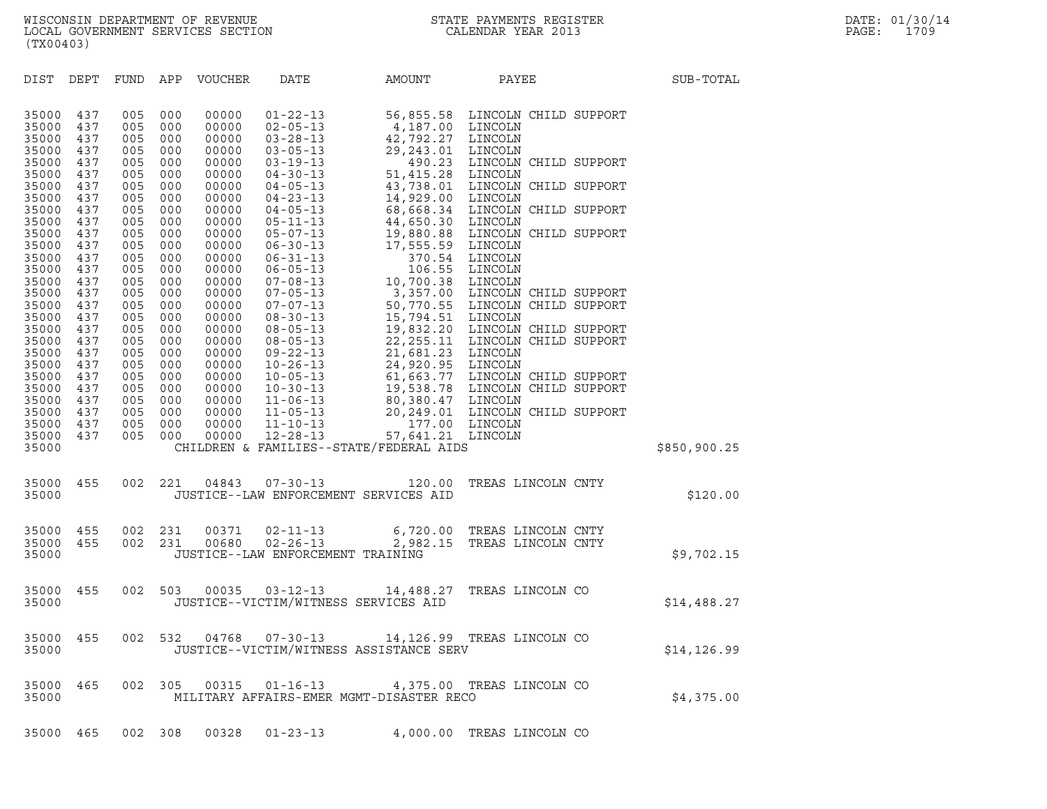WISCONSIN DEPARTMENT OF REVENUE
LOCAL GOVERNMENT SERVICES SECTION
(TX00403)

STATE PAYMENTS REGISTER
CALENDAR YEAR 2013

DATE: 01/30/14
PAGE: 1709

| DIST | DEPT | FUND | APP | VOUCHER | DATE | AMOUNT | PAYEE | SUB-TOTAL |
|---|---|---|---|---|---|---|---|---|
| 35000 | 437 | 005 | 000 | 00000 | 01-22-13 | 56,855.58 | LINCOLN CHILD SUPPORT | |
| 35000 | 437 | 005 | 000 | 00000 | 02-05-13 | 4,187.00 | LINCOLN | |
| 35000 | 437 | 005 | 000 | 00000 | 03-28-13 | 42,792.27 | LINCOLN | |
| 35000 | 437 | 005 | 000 | 00000 | 03-05-13 | 29,243.01 | LINCOLN | |
| 35000 | 437 | 005 | 000 | 00000 | 03-19-13 | 490.23 | LINCOLN CHILD SUPPORT | |
| 35000 | 437 | 005 | 000 | 00000 | 04-30-13 | 51,415.28 | LINCOLN | |
| 35000 | 437 | 005 | 000 | 00000 | 04-05-13 | 43,738.01 | LINCOLN CHILD SUPPORT | |
| 35000 | 437 | 005 | 000 | 00000 | 04-23-13 | 14,929.00 | LINCOLN | |
| 35000 | 437 | 005 | 000 | 00000 | 04-05-13 | 68,668.34 | LINCOLN CHILD SUPPORT | |
| 35000 | 437 | 005 | 000 | 00000 | 05-11-13 | 44,650.30 | LINCOLN | |
| 35000 | 437 | 005 | 000 | 00000 | 05-07-13 | 19,880.88 | LINCOLN CHILD SUPPORT | |
| 35000 | 437 | 005 | 000 | 00000 | 06-30-13 | 17,555.59 | LINCOLN | |
| 35000 | 437 | 005 | 000 | 00000 | 06-31-13 | 370.54 | LINCOLN | |
| 35000 | 437 | 005 | 000 | 00000 | 06-05-13 | 106.55 | LINCOLN | |
| 35000 | 437 | 005 | 000 | 00000 | 07-08-13 | 10,700.38 | LINCOLN | |
| 35000 | 437 | 005 | 000 | 00000 | 07-05-13 | 3,357.00 | LINCOLN CHILD SUPPORT | |
| 35000 | 437 | 005 | 000 | 00000 | 07-07-13 | 50,770.55 | LINCOLN CHILD SUPPORT | |
| 35000 | 437 | 005 | 000 | 00000 | 08-30-13 | 15,794.51 | LINCOLN | |
| 35000 | 437 | 005 | 000 | 00000 | 08-05-13 | 19,832.20 | LINCOLN CHILD SUPPORT | |
| 35000 | 437 | 005 | 000 | 00000 | 08-05-13 | 22,255.11 | LINCOLN CHILD SUPPORT | |
| 35000 | 437 | 005 | 000 | 00000 | 09-22-13 | 21,681.23 | LINCOLN | |
| 35000 | 437 | 005 | 000 | 00000 | 10-26-13 | 24,920.95 | LINCOLN | |
| 35000 | 437 | 005 | 000 | 00000 | 10-05-13 | 61,663.77 | LINCOLN CHILD SUPPORT | |
| 35000 | 437 | 005 | 000 | 00000 | 10-30-13 | 19,538.78 | LINCOLN CHILD SUPPORT | |
| 35000 | 437 | 005 | 000 | 00000 | 11-06-13 | 80,380.47 | LINCOLN | |
| 35000 | 437 | 005 | 000 | 00000 | 11-05-13 | 20,249.01 | LINCOLN CHILD SUPPORT | |
| 35000 | 437 | 005 | 000 | 00000 | 11-10-13 | 177.00 | LINCOLN | |
| 35000 | 437 | 005 | 000 | 00000 | 12-28-13 | 57,641.21 | LINCOLN | |
| 35000 | | | | | CHILDREN & FAMILIES--STATE/FEDERAL AIDS | | | $850,900.25 |
| 35000 | 455 | 002 | 221 | 04843 | 07-30-13 | 120.00 | TREAS LINCOLN CNTY | |
| 35000 | | | | | JUSTICE--LAW ENFORCEMENT SERVICES AID | | | $120.00 |
| 35000 | 455 | 002 | 231 | 00371 | 02-11-13 | 6,720.00 | TREAS LINCOLN CNTY | |
| 35000 | 455 | 002 | 231 | 00680 | 02-26-13 | 2,982.15 | TREAS LINCOLN CNTY | |
| 35000 | | | | | JUSTICE--LAW ENFORCEMENT TRAINING | | | $9,702.15 |
| 35000 | 455 | 002 | 503 | 00035 | 03-12-13 | 14,488.27 | TREAS LINCOLN CO | |
| 35000 | | | | | JUSTICE--VICTIM/WITNESS SERVICES AID | | | $14,488.27 |
| 35000 | 455 | 002 | 532 | 04768 | 07-30-13 | 14,126.99 | TREAS LINCOLN CO | |
| 35000 | | | | | JUSTICE--VICTIM/WITNESS ASSISTANCE SERV | | | $14,126.99 |
| 35000 | 465 | 002 | 305 | 00315 | 01-16-13 | 4,375.00 | TREAS LINCOLN CO | |
| 35000 | | | | | MILITARY AFFAIRS-EMER MGMT-DISASTER RECO | | | $4,375.00 |
| 35000 | 465 | 002 | 308 | 00328 | 01-23-13 | 4,000.00 | TREAS LINCOLN CO | |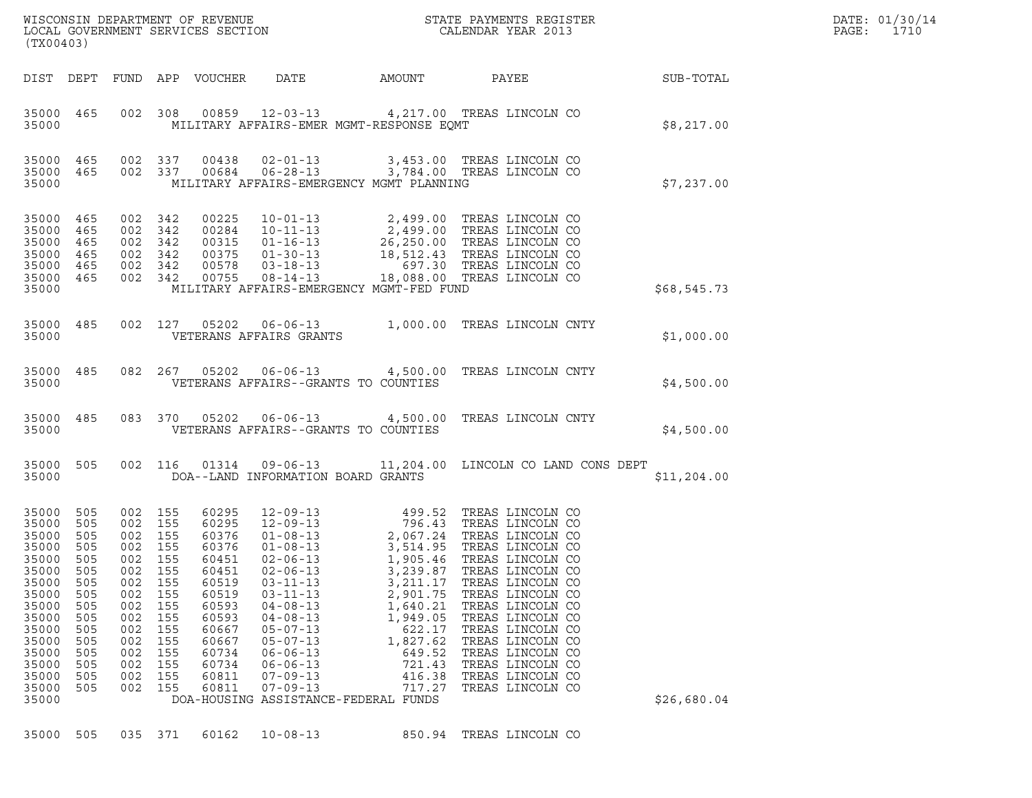WISCONSIN DEPARTMENT OF REVENUE
LOCAL GOVERNMENT SERVICES SECTION
(TX00403)

STATE PAYMENTS REGISTER
CALENDAR YEAR 2013

DATE: 01/30/14
PAGE: 1710

| DIST | DEPT | FUND | APP | VOUCHER | DATE | AMOUNT | PAYEE | SUB-TOTAL |
|---|---|---|---|---|---|---|---|---|
| 35000 | 465 | 002 | 308 | 00859 | 12-03-13 | 4,217.00 | TREAS LINCOLN CO | |
| 35000 | | | | | MILITARY AFFAIRS-EMER MGMT-RESPONSE EQMT | | | $8,217.00 |
| 35000 | 465 | 002 | 337 | 00438 | 02-01-13 | 3,453.00 | TREAS LINCOLN CO | |
| 35000 | 465 | 002 | 337 | 00684 | 06-28-13 | 3,784.00 | TREAS LINCOLN CO | |
| 35000 | | | | | MILITARY AFFAIRS-EMERGENCY MGMT PLANNING | | | $7,237.00 |
| 35000 | 465 | 002 | 342 | 00225 | 10-01-13 | 2,499.00 | TREAS LINCOLN CO | |
| 35000 | 465 | 002 | 342 | 00284 | 10-11-13 | 2,499.00 | TREAS LINCOLN CO | |
| 35000 | 465 | 002 | 342 | 00315 | 01-16-13 | 26,250.00 | TREAS LINCOLN CO | |
| 35000 | 465 | 002 | 342 | 00375 | 01-30-13 | 18,512.43 | TREAS LINCOLN CO | |
| 35000 | 465 | 002 | 342 | 00578 | 03-18-13 | 697.30 | TREAS LINCOLN CO | |
| 35000 | 465 | 002 | 342 | 00755 | 08-14-13 | 18,088.00 | TREAS LINCOLN CO | |
| 35000 | | | | | MILITARY AFFAIRS-EMERGENCY MGMT-FED FUND | | | $68,545.73 |
| 35000 | 485 | 002 | 127 | 05202 | 06-06-13 | 1,000.00 | TREAS LINCOLN CNTY | |
| 35000 | | | | | VETERANS AFFAIRS GRANTS | | | $1,000.00 |
| 35000 | 485 | 082 | 267 | 05202 | 06-06-13 | 4,500.00 | TREAS LINCOLN CNTY | |
| 35000 | | | | | VETERANS AFFAIRS--GRANTS TO COUNTIES | | | $4,500.00 |
| 35000 | 485 | 083 | 370 | 05202 | 06-06-13 | 4,500.00 | TREAS LINCOLN CNTY | |
| 35000 | | | | | VETERANS AFFAIRS--GRANTS TO COUNTIES | | | $4,500.00 |
| 35000 | 505 | 002 | 116 | 01314 | 09-06-13 | 11,204.00 | LINCOLN CO LAND CONS DEPT | |
| 35000 | | | | | DOA--LAND INFORMATION BOARD GRANTS | | | $11,204.00 |
| 35000 | 505 | 002 | 155 | 60295 | 12-09-13 | 499.52 | TREAS LINCOLN CO | |
| 35000 | 505 | 002 | 155 | 60295 | 12-09-13 | 796.43 | TREAS LINCOLN CO | |
| 35000 | 505 | 002 | 155 | 60376 | 01-08-13 | 2,067.24 | TREAS LINCOLN CO | |
| 35000 | 505 | 002 | 155 | 60376 | 01-08-13 | 3,514.95 | TREAS LINCOLN CO | |
| 35000 | 505 | 002 | 155 | 60451 | 02-06-13 | 1,905.46 | TREAS LINCOLN CO | |
| 35000 | 505 | 002 | 155 | 60451 | 02-06-13 | 3,239.87 | TREAS LINCOLN CO | |
| 35000 | 505 | 002 | 155 | 60519 | 03-11-13 | 3,211.17 | TREAS LINCOLN CO | |
| 35000 | 505 | 002 | 155 | 60519 | 03-11-13 | 2,901.75 | TREAS LINCOLN CO | |
| 35000 | 505 | 002 | 155 | 60593 | 04-08-13 | 1,640.21 | TREAS LINCOLN CO | |
| 35000 | 505 | 002 | 155 | 60593 | 04-08-13 | 1,949.05 | TREAS LINCOLN CO | |
| 35000 | 505 | 002 | 155 | 60667 | 05-07-13 | 622.17 | TREAS LINCOLN CO | |
| 35000 | 505 | 002 | 155 | 60667 | 05-07-13 | 1,827.62 | TREAS LINCOLN CO | |
| 35000 | 505 | 002 | 155 | 60734 | 06-06-13 | 649.52 | TREAS LINCOLN CO | |
| 35000 | 505 | 002 | 155 | 60734 | 06-06-13 | 721.43 | TREAS LINCOLN CO | |
| 35000 | 505 | 002 | 155 | 60811 | 07-09-13 | 416.38 | TREAS LINCOLN CO | |
| 35000 | 505 | 002 | 155 | 60811 | 07-09-13 | 717.27 | TREAS LINCOLN CO | |
| 35000 | | | | | DOA-HOUSING ASSISTANCE-FEDERAL FUNDS | | | $26,680.04 |
| 35000 | 505 | 035 | 371 | 60162 | 10-08-13 | 850.94 | TREAS LINCOLN CO | |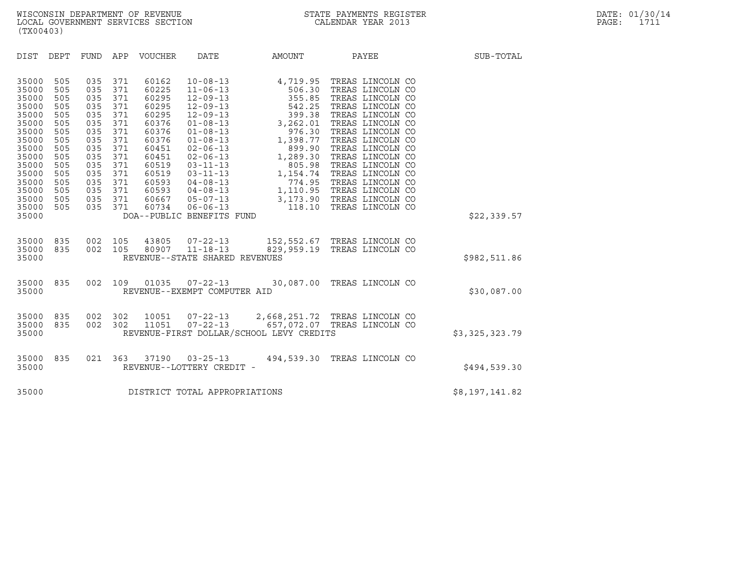WISCONSIN DEPARTMENT OF REVENUE
LOCAL GOVERNMENT SERVICES SECTION
(TX00403)

STATE PAYMENTS REGISTER
CALENDAR YEAR 2013

DATE: 01/30/14
PAGE: 1711

| DIST | DEPT | FUND | APP | VOUCHER | DATE | AMOUNT | PAYEE | SUB-TOTAL |
|---|---|---|---|---|---|---|---|---|
| 35000 | 505 | 035 | 371 | 60162 | 10-08-13 | 4,719.95 | TREAS LINCOLN CO | |
| 35000 | 505 | 035 | 371 | 60225 | 11-06-13 | 506.30 | TREAS LINCOLN CO | |
| 35000 | 505 | 035 | 371 | 60295 | 12-09-13 | 355.85 | TREAS LINCOLN CO | |
| 35000 | 505 | 035 | 371 | 60295 | 12-09-13 | 542.25 | TREAS LINCOLN CO | |
| 35000 | 505 | 035 | 371 | 60295 | 12-09-13 | 399.38 | TREAS LINCOLN CO | |
| 35000 | 505 | 035 | 371 | 60376 | 01-08-13 | 3,262.01 | TREAS LINCOLN CO | |
| 35000 | 505 | 035 | 371 | 60376 | 01-08-13 | 976.30 | TREAS LINCOLN CO | |
| 35000 | 505 | 035 | 371 | 60376 | 01-08-13 | 1,398.77 | TREAS LINCOLN CO | |
| 35000 | 505 | 035 | 371 | 60451 | 02-06-13 | 899.90 | TREAS LINCOLN CO | |
| 35000 | 505 | 035 | 371 | 60451 | 02-06-13 | 1,289.30 | TREAS LINCOLN CO | |
| 35000 | 505 | 035 | 371 | 60519 | 03-11-13 | 805.98 | TREAS LINCOLN CO | |
| 35000 | 505 | 035 | 371 | 60519 | 03-11-13 | 1,154.74 | TREAS LINCOLN CO | |
| 35000 | 505 | 035 | 371 | 60593 | 04-08-13 | 774.95 | TREAS LINCOLN CO | |
| 35000 | 505 | 035 | 371 | 60593 | 04-08-13 | 1,110.95 | TREAS LINCOLN CO | |
| 35000 | 505 | 035 | 371 | 60667 | 05-07-13 | 3,173.90 | TREAS LINCOLN CO | |
| 35000 | 505 | 035 | 371 | 60734 | 06-06-13 | 118.10 | TREAS LINCOLN CO | |
| 35000 | | | | DOA--PUBLIC BENEFITS FUND | | | | $22,339.57 |
| 35000 | 835 | 002 | 105 | 43805 | 07-22-13 | 152,552.67 | TREAS LINCOLN CO | |
| 35000 | 835 | 002 | 105 | 80907 | 11-18-13 | 829,959.19 | TREAS LINCOLN CO | |
| 35000 | | | | REVENUE--STATE SHARED REVENUES | | | | $982,511.86 |
| 35000 | 835 | 002 | 109 | 01035 | 07-22-13 | 30,087.00 | TREAS LINCOLN CO | |
| 35000 | | | | REVENUE--EXEMPT COMPUTER AID | | | | $30,087.00 |
| 35000 | 835 | 002 | 302 | 10051 | 07-22-13 | 2,668,251.72 | TREAS LINCOLN CO | |
| 35000 | 835 | 002 | 302 | 11051 | 07-22-13 | 657,072.07 | TREAS LINCOLN CO | |
| 35000 | | | | REVENUE-FIRST DOLLAR/SCHOOL LEVY CREDITS | | | | $3,325,323.79 |
| 35000 | 835 | 021 | 363 | 37190 | 03-25-13 | 494,539.30 | TREAS LINCOLN CO | |
| 35000 | | | | REVENUE--LOTTERY CREDIT - | | | | $494,539.30 |
| 35000 | | | | DISTRICT TOTAL APPROPRIATIONS | | | | $8,197,141.82 |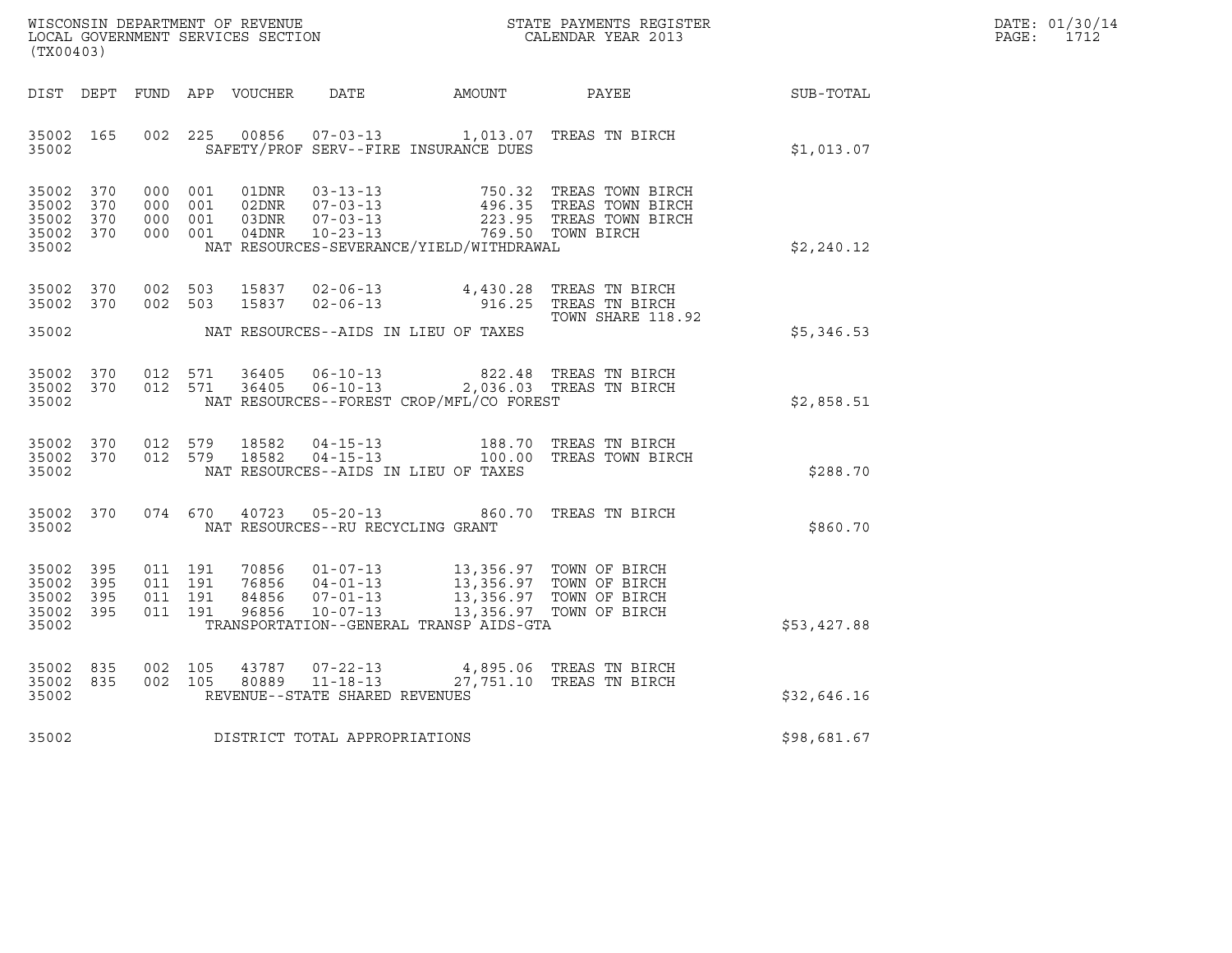WISCONSIN DEPARTMENT OF REVENUE
LOCAL GOVERNMENT SERVICES SECTION
(TX00403)

STATE PAYMENTS REGISTER
CALENDAR YEAR 2013

DATE: 01/30/14
PAGE: 1712

| DIST | DEPT | FUND | APP | VOUCHER | DATE | AMOUNT | PAYEE | SUB-TOTAL |
|---|---|---|---|---|---|---|---|---|
| 35002 | 165 | 002 | 225 | 00856 | 07-03-13 | 1,013.07 | TREAS TN BIRCH | |
| 35002 | | | | SAFETY/PROF SERV--FIRE INSURANCE DUES | | | | $1,013.07 |
| 35002 | 370 | 000 | 001 | 01DNR | 03-13-13 | 750.32 | TREAS TOWN BIRCH | |
| 35002 | 370 | 000 | 001 | 02DNR | 07-03-13 | 496.35 | TREAS TOWN BIRCH | |
| 35002 | 370 | 000 | 001 | 03DNR | 07-03-13 | 223.95 | TREAS TOWN BIRCH | |
| 35002 | 370 | 000 | 001 | 04DNR | 10-23-13 | 769.50 | TOWN BIRCH | |
| 35002 | | | | NAT RESOURCES-SEVERANCE/YIELD/WITHDRAWAL | | | | $2,240.12 |
| 35002 | 370 | 002 | 503 | 15837 | 02-06-13 | 4,430.28 | TREAS TN BIRCH | |
| 35002 | 370 | 002 | 503 | 15837 | 02-06-13 | 916.25 | TREAS TN BIRCH TOWN SHARE 118.92 | |
| 35002 | | | | NAT RESOURCES--AIDS IN LIEU OF TAXES | | | | $5,346.53 |
| 35002 | 370 | 012 | 571 | 36405 | 06-10-13 | 822.48 | TREAS TN BIRCH | |
| 35002 | 370 | 012 | 571 | 36405 | 06-10-13 | 2,036.03 | TREAS TN BIRCH | |
| 35002 | | | | NAT RESOURCES--FOREST CROP/MFL/CO FOREST | | | | $2,858.51 |
| 35002 | 370 | 012 | 579 | 18582 | 04-15-13 | 188.70 | TREAS TN BIRCH | |
| 35002 | 370 | 012 | 579 | 18582 | 04-15-13 | 100.00 | TREAS TOWN BIRCH | |
| 35002 | | | | NAT RESOURCES--AIDS IN LIEU OF TAXES | | | | $288.70 |
| 35002 | 370 | 074 | 670 | 40723 | 05-20-13 | 860.70 | TREAS TN BIRCH | |
| 35002 | | | | NAT RESOURCES--RU RECYCLING GRANT | | | | $860.70 |
| 35002 | 395 | 011 | 191 | 70856 | 01-07-13 | 13,356.97 | TOWN OF BIRCH | |
| 35002 | 395 | 011 | 191 | 76856 | 04-01-13 | 13,356.97 | TOWN OF BIRCH | |
| 35002 | 395 | 011 | 191 | 84856 | 07-01-13 | 13,356.97 | TOWN OF BIRCH | |
| 35002 | 395 | 011 | 191 | 96856 | 10-07-13 | 13,356.97 | TOWN OF BIRCH | |
| 35002 | | | | TRANSPORTATION--GENERAL TRANSP AIDS-GTA | | | | $53,427.88 |
| 35002 | 835 | 002 | 105 | 43787 | 07-22-13 | 4,895.06 | TREAS TN BIRCH | |
| 35002 | 835 | 002 | 105 | 80889 | 11-18-13 | 27,751.10 | TREAS TN BIRCH | |
| 35002 | | | | REVENUE--STATE SHARED REVENUES | | | | $32,646.16 |
| 35002 | | | | DISTRICT TOTAL APPROPRIATIONS | | | | $98,681.67 |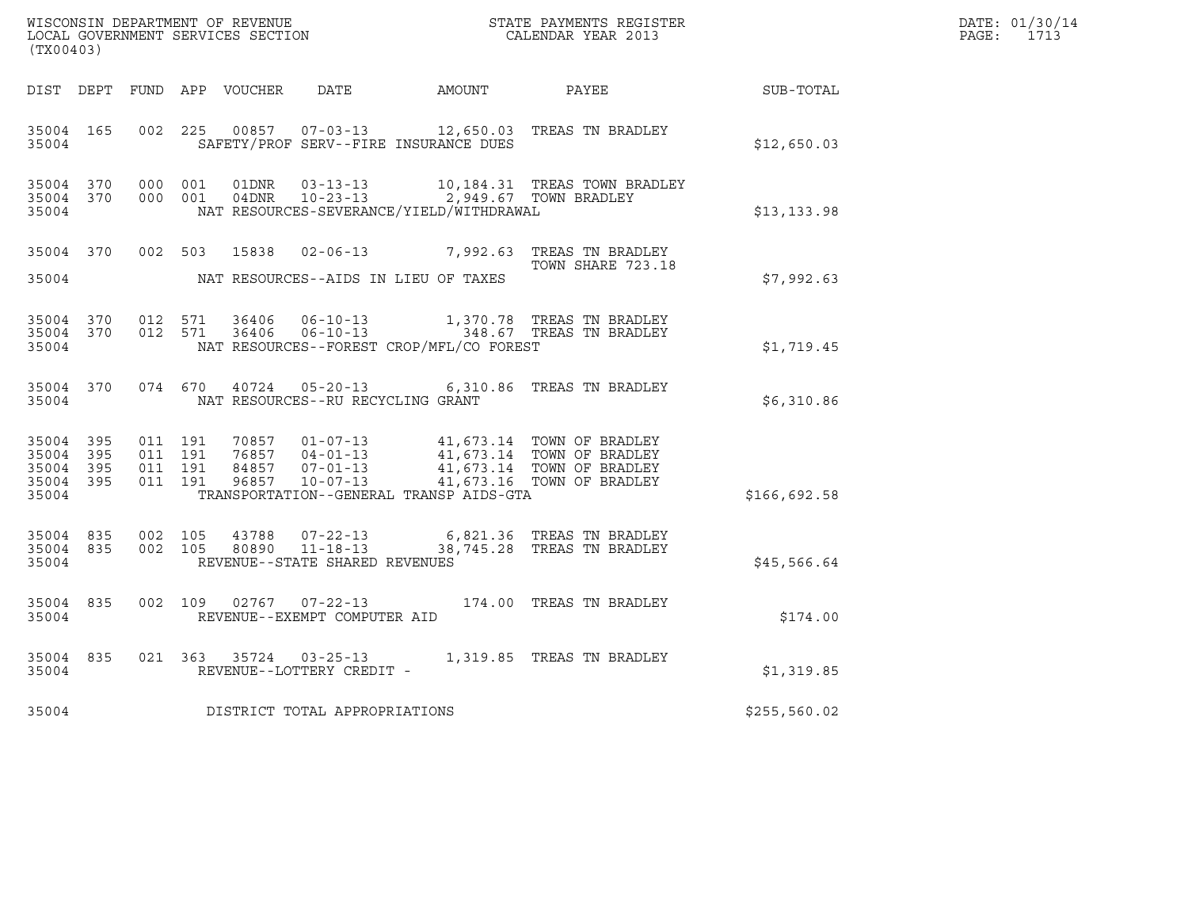WISCONSIN DEPARTMENT OF REVENUE
LOCAL GOVERNMENT SERVICES SECTION
(TX00403)

STATE PAYMENTS REGISTER
CALENDAR YEAR 2013

DATE: 01/30/14
PAGE: 1713

| DIST | DEPT | FUND | APP | VOUCHER | DATE | AMOUNT | PAYEE | SUB-TOTAL |
|---|---|---|---|---|---|---|---|---|
| 35004 | 165 | 002 | 225 | 00857 | 07-03-13 | 12,650.03 | TREAS TN BRADLEY | |
| 35004 | | | | SAFETY/PROF SERV--FIRE INSURANCE DUES | | | | $12,650.03 |
| 35004 | 370 | 000 | 001 | 01DNR | 03-13-13 | 10,184.31 | TREAS TOWN BRADLEY | |
| 35004 | 370 | 000 | 001 | 04DNR | 10-23-13 | 2,949.67 | TOWN BRADLEY | |
| 35004 | | | | NAT RESOURCES-SEVERANCE/YIELD/WITHDRAWAL | | | | $13,133.98 |
| 35004 | 370 | 002 | 503 | 15838 | 02-06-13 | 7,992.63 | TREAS TN BRADLEY TOWN SHARE 723.18 | |
| 35004 | | | | NAT RESOURCES--AIDS IN LIEU OF TAXES | | | | $7,992.63 |
| 35004 | 370 | 012 | 571 | 36406 | 06-10-13 | 1,370.78 | TREAS TN BRADLEY | |
| 35004 | 370 | 012 | 571 | 36406 | 06-10-13 | 348.67 | TREAS TN BRADLEY | |
| 35004 | | | | NAT RESOURCES--FOREST CROP/MFL/CO FOREST | | | | $1,719.45 |
| 35004 | 370 | 074 | 670 | 40724 | 05-20-13 | 6,310.86 | TREAS TN BRADLEY | |
| 35004 | | | | NAT RESOURCES--RU RECYCLING GRANT | | | | $6,310.86 |
| 35004 | 395 | 011 | 191 | 70857 | 01-07-13 | 41,673.14 | TOWN OF BRADLEY | |
| 35004 | 395 | 011 | 191 | 76857 | 04-01-13 | 41,673.14 | TOWN OF BRADLEY | |
| 35004 | 395 | 011 | 191 | 84857 | 07-01-13 | 41,673.14 | TOWN OF BRADLEY | |
| 35004 | 395 | 011 | 191 | 96857 | 10-07-13 | 41,673.16 | TOWN OF BRADLEY | |
| 35004 | | | | TRANSPORTATION--GENERAL TRANSP AIDS-GTA | | | | $166,692.58 |
| 35004 | 835 | 002 | 105 | 43788 | 07-22-13 | 6,821.36 | TREAS TN BRADLEY | |
| 35004 | 835 | 002 | 105 | 80890 | 11-18-13 | 38,745.28 | TREAS TN BRADLEY | |
| 35004 | | | | REVENUE--STATE SHARED REVENUES | | | | $45,566.64 |
| 35004 | 835 | 002 | 109 | 02767 | 07-22-13 | 174.00 | TREAS TN BRADLEY | |
| 35004 | | | | REVENUE--EXEMPT COMPUTER AID | | | | $174.00 |
| 35004 | 835 | 021 | 363 | 35724 | 03-25-13 | 1,319.85 | TREAS TN BRADLEY | |
| 35004 | | | | REVENUE--LOTTERY CREDIT - | | | | $1,319.85 |
| 35004 | | | | DISTRICT TOTAL APPROPRIATIONS | | | | $255,560.02 |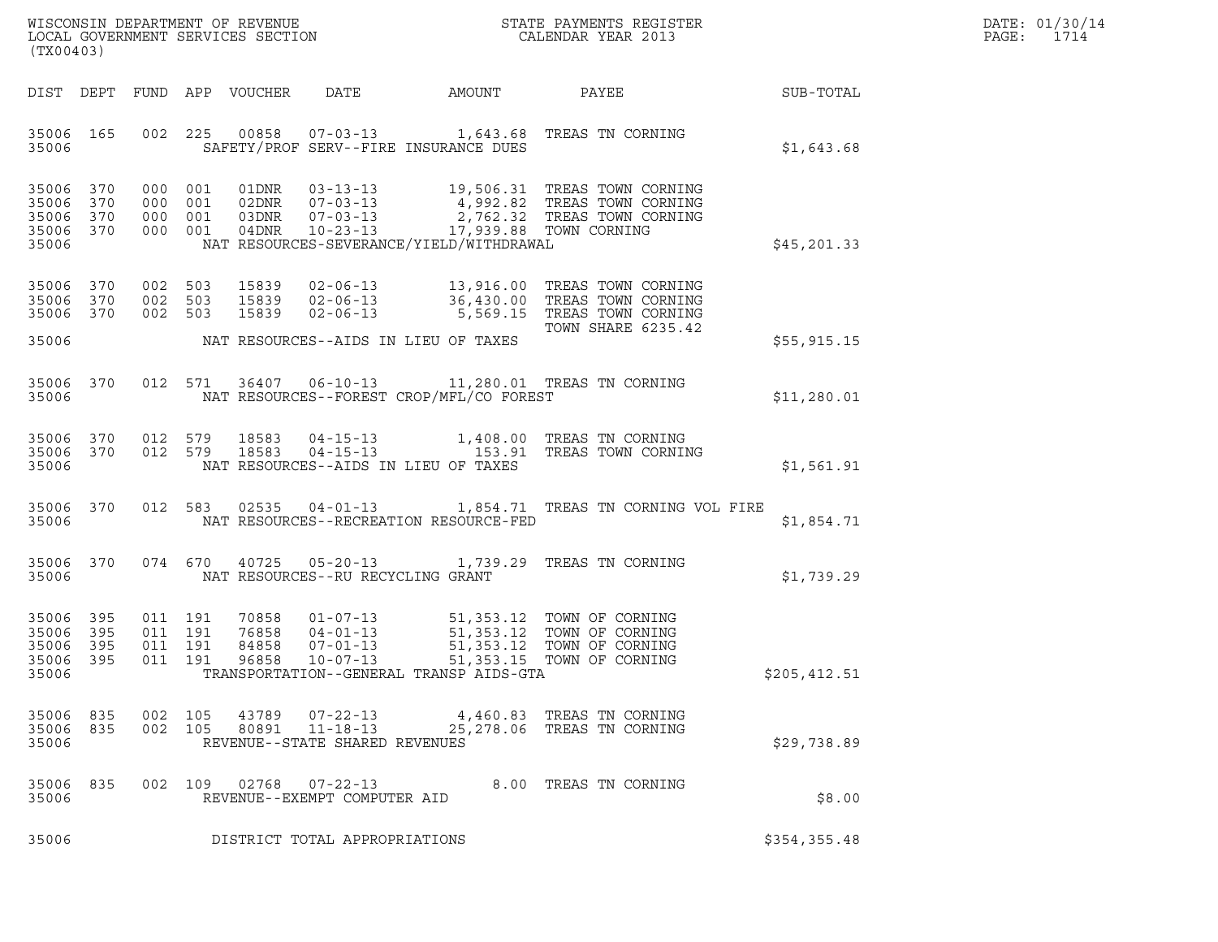WISCONSIN DEPARTMENT OF REVENUE
LOCAL GOVERNMENT SERVICES SECTION
(TX00403)

STATE PAYMENTS REGISTER
CALENDAR YEAR 2013

DATE: 01/30/14
PAGE: 1714

| DIST | DEPT | FUND | APP | VOUCHER | DATE | AMOUNT | PAYEE | SUB-TOTAL |
|---|---|---|---|---|---|---|---|---|
| 35006 | 165 | 002 | 225 | 00858 | 07-03-13 | 1,643.68 | TREAS TN CORNING | |
| 35006 | | | | SAFETY/PROF SERV--FIRE INSURANCE DUES | | | | $1,643.68 |
| 35006 | 370 | 000 | 001 | 01DNR | 03-13-13 | 19,506.31 | TREAS TOWN CORNING | |
| 35006 | 370 | 000 | 001 | 02DNR | 07-03-13 | 4,992.82 | TREAS TOWN CORNING | |
| 35006 | 370 | 000 | 001 | 03DNR | 07-03-13 | 2,762.32 | TREAS TOWN CORNING | |
| 35006 | 370 | 000 | 001 | 04DNR | 10-23-13 | 17,939.88 | TOWN CORNING | |
| 35006 | | | | NAT RESOURCES-SEVERANCE/YIELD/WITHDRAWAL | | | | $45,201.33 |
| 35006 | 370 | 002 | 503 | 15839 | 02-06-13 | 13,916.00 | TREAS TOWN CORNING | |
| 35006 | 370 | 002 | 503 | 15839 | 02-06-13 | 36,430.00 | TREAS TOWN CORNING | |
| 35006 | 370 | 002 | 503 | 15839 | 02-06-13 | 5,569.15 | TREAS TOWN CORNING TOWN SHARE 6235.42 | |
| 35006 | | | | NAT RESOURCES--AIDS IN LIEU OF TAXES | | | | $55,915.15 |
| 35006 | 370 | 012 | 571 | 36407 | 06-10-13 | 11,280.01 | TREAS TN CORNING | |
| 35006 | | | | NAT RESOURCES--FOREST CROP/MFL/CO FOREST | | | | $11,280.01 |
| 35006 | 370 | 012 | 579 | 18583 | 04-15-13 | 1,408.00 | TREAS TN CORNING | |
| 35006 | 370 | 012 | 579 | 18583 | 04-15-13 | 153.91 | TREAS TOWN CORNING | |
| 35006 | | | | NAT RESOURCES--AIDS IN LIEU OF TAXES | | | | $1,561.91 |
| 35006 | 370 | 012 | 583 | 02535 | 04-01-13 | 1,854.71 | TREAS TN CORNING VOL FIRE | |
| 35006 | | | | NAT RESOURCES--RECREATION RESOURCE-FED | | | | $1,854.71 |
| 35006 | 370 | 074 | 670 | 40725 | 05-20-13 | 1,739.29 | TREAS TN CORNING | |
| 35006 | | | | NAT RESOURCES--RU RECYCLING GRANT | | | | $1,739.29 |
| 35006 | 395 | 011 | 191 | 70858 | 01-07-13 | 51,353.12 | TOWN OF CORNING | |
| 35006 | 395 | 011 | 191 | 76858 | 04-01-13 | 51,353.12 | TOWN OF CORNING | |
| 35006 | 395 | 011 | 191 | 84858 | 07-01-13 | 51,353.12 | TOWN OF CORNING | |
| 35006 | 395 | 011 | 191 | 96858 | 10-07-13 | 51,353.15 | TOWN OF CORNING | |
| 35006 | | | | TRANSPORTATION--GENERAL TRANSP AIDS-GTA | | | | $205,412.51 |
| 35006 | 835 | 002 | 105 | 43789 | 07-22-13 | 4,460.83 | TREAS TN CORNING | |
| 35006 | 835 | 002 | 105 | 80891 | 11-18-13 | 25,278.06 | TREAS TN CORNING | |
| 35006 | | | | REVENUE--STATE SHARED REVENUES | | | | $29,738.89 |
| 35006 | 835 | 002 | 109 | 02768 | 07-22-13 | 8.00 | TREAS TN CORNING | |
| 35006 | | | | REVENUE--EXEMPT COMPUTER AID | | | | $8.00 |
| 35006 | | | | DISTRICT TOTAL APPROPRIATIONS | | | | $354,355.48 |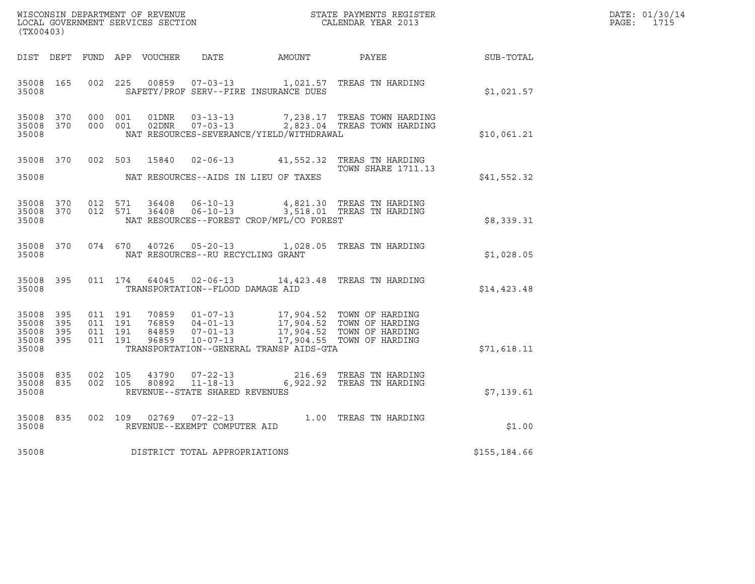WISCONSIN DEPARTMENT OF REVENUE
LOCAL GOVERNMENT SERVICES SECTION
(TX00403)

STATE PAYMENTS REGISTER
CALENDAR YEAR 2013

DATE: 01/30/14
PAGE: 1715

| DIST | DEPT | FUND | APP | VOUCHER | DATE | AMOUNT | PAYEE | SUB-TOTAL |
|---|---|---|---|---|---|---|---|---|
| 35008 | 165 | 002 | 225 | 00859 | 07-03-13 | 1,021.57 | TREAS TN HARDING | |
| 35008 | | | | | SAFETY/PROF SERV--FIRE INSURANCE DUES | | | $1,021.57 |
| 35008 | 370 | 000 | 001 | 01DNR | 03-13-13 | 7,238.17 | TREAS TOWN HARDING | |
| 35008 | 370 | 000 | 001 | 02DNR | 07-03-13 | 2,823.04 | TREAS TOWN HARDING | |
| 35008 | | | | | NAT RESOURCES-SEVERANCE/YIELD/WITHDRAWAL | | | $10,061.21 |
| 35008 | 370 | 002 | 503 | 15840 | 02-06-13 | 41,552.32 | TREAS TN HARDING TOWN SHARE 1711.13 | |
| 35008 | | | | | NAT RESOURCES--AIDS IN LIEU OF TAXES | | | $41,552.32 |
| 35008 | 370 | 012 | 571 | 36408 | 06-10-13 | 4,821.30 | TREAS TN HARDING | |
| 35008 | 370 | 012 | 571 | 36408 | 06-10-13 | 3,518.01 | TREAS TN HARDING | |
| 35008 | | | | | NAT RESOURCES--FOREST CROP/MFL/CO FOREST | | | $8,339.31 |
| 35008 | 370 | 074 | 670 | 40726 | 05-20-13 | 1,028.05 | TREAS TN HARDING | |
| 35008 | | | | | NAT RESOURCES--RU RECYCLING GRANT | | | $1,028.05 |
| 35008 | 395 | 011 | 174 | 64045 | 02-06-13 | 14,423.48 | TREAS TN HARDING | |
| 35008 | | | | | TRANSPORTATION--FLOOD DAMAGE AID | | | $14,423.48 |
| 35008 | 395 | 011 | 191 | 70859 | 01-07-13 | 17,904.52 | TOWN OF HARDING | |
| 35008 | 395 | 011 | 191 | 76859 | 04-01-13 | 17,904.52 | TOWN OF HARDING | |
| 35008 | 395 | 011 | 191 | 84859 | 07-01-13 | 17,904.52 | TOWN OF HARDING | |
| 35008 | 395 | 011 | 191 | 96859 | 10-07-13 | 17,904.55 | TOWN OF HARDING | |
| 35008 | | | | | TRANSPORTATION--GENERAL TRANSP AIDS-GTA | | | $71,618.11 |
| 35008 | 835 | 002 | 105 | 43790 | 07-22-13 | 216.69 | TREAS TN HARDING | |
| 35008 | 835 | 002 | 105 | 80892 | 11-18-13 | 6,922.92 | TREAS TN HARDING | |
| 35008 | | | | | REVENUE--STATE SHARED REVENUES | | | $7,139.61 |
| 35008 | 835 | 002 | 109 | 02769 | 07-22-13 | 1.00 | TREAS TN HARDING | |
| 35008 | | | | | REVENUE--EXEMPT COMPUTER AID | | | $1.00 |
| 35008 | | | | | DISTRICT TOTAL APPROPRIATIONS | | | $155,184.66 |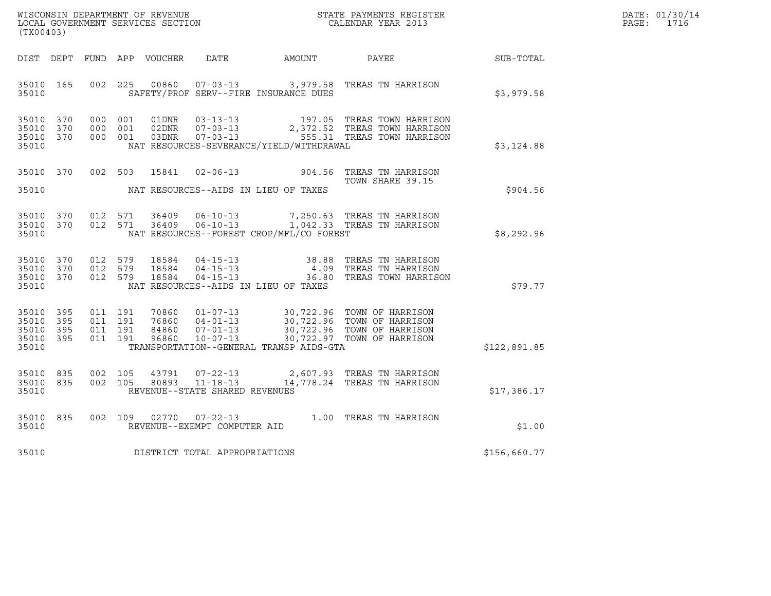WISCONSIN DEPARTMENT OF REVENUE
LOCAL GOVERNMENT SERVICES SECTION
(TX00403)

STATE PAYMENTS REGISTER
CALENDAR YEAR 2013

DATE: 01/30/14
PAGE: 1716

| DIST | DEPT | FUND | APP | VOUCHER | DATE | AMOUNT | PAYEE | SUB-TOTAL |
|---|---|---|---|---|---|---|---|---|
| 35010 | 165 | 002 | 225 | 00860 | 07-03-13 | 3,979.58 | TREAS TN HARRISON | |
| 35010 | | | | | SAFETY/PROF SERV--FIRE INSURANCE DUES | | | $3,979.58 |
| 35010 | 370 | 000 | 001 | 01DNR | 03-13-13 | 197.05 | TREAS TOWN HARRISON | |
| 35010 | 370 | 000 | 001 | 02DNR | 07-03-13 | 2,372.52 | TREAS TOWN HARRISON | |
| 35010 | 370 | 000 | 001 | 03DNR | 07-03-13 | 555.31 | TREAS TOWN HARRISON | |
| 35010 | | | | | NAT RESOURCES-SEVERANCE/YIELD/WITHDRAWAL | | | $3,124.88 |
| 35010 | 370 | 002 | 503 | 15841 | 02-06-13 | 904.56 | TREAS TN HARRISON TOWN SHARE 39.15 | |
| 35010 | | | | | NAT RESOURCES--AIDS IN LIEU OF TAXES | | | $904.56 |
| 35010 | 370 | 012 | 571 | 36409 | 06-10-13 | 7,250.63 | TREAS TN HARRISON | |
| 35010 | 370 | 012 | 571 | 36409 | 06-10-13 | 1,042.33 | TREAS TN HARRISON | |
| 35010 | | | | | NAT RESOURCES--FOREST CROP/MFL/CO FOREST | | | $8,292.96 |
| 35010 | 370 | 012 | 579 | 18584 | 04-15-13 | 38.88 | TREAS TN HARRISON | |
| 35010 | 370 | 012 | 579 | 18584 | 04-15-13 | 4.09 | TREAS TN HARRISON | |
| 35010 | 370 | 012 | 579 | 18584 | 04-15-13 | 36.80 | TREAS TOWN HARRISON | |
| 35010 | | | | | NAT RESOURCES--AIDS IN LIEU OF TAXES | | | $79.77 |
| 35010 | 395 | 011 | 191 | 70860 | 01-07-13 | 30,722.96 | TOWN OF HARRISON | |
| 35010 | 395 | 011 | 191 | 76860 | 04-01-13 | 30,722.96 | TOWN OF HARRISON | |
| 35010 | 395 | 011 | 191 | 84860 | 07-01-13 | 30,722.96 | TOWN OF HARRISON | |
| 35010 | 395 | 011 | 191 | 96860 | 10-07-13 | 30,722.97 | TOWN OF HARRISON | |
| 35010 | | | | | TRANSPORTATION--GENERAL TRANSP AIDS-GTA | | | $122,891.85 |
| 35010 | 835 | 002 | 105 | 43791 | 07-22-13 | 2,607.93 | TREAS TN HARRISON | |
| 35010 | 835 | 002 | 105 | 80893 | 11-18-13 | 14,778.24 | TREAS TN HARRISON | |
| 35010 | | | | | REVENUE--STATE SHARED REVENUES | | | $17,386.17 |
| 35010 | 835 | 002 | 109 | 02770 | 07-22-13 | 1.00 | TREAS TN HARRISON | |
| 35010 | | | | | REVENUE--EXEMPT COMPUTER AID | | | $1.00 |
| 35010 | | | | | DISTRICT TOTAL APPROPRIATIONS | | | $156,660.77 |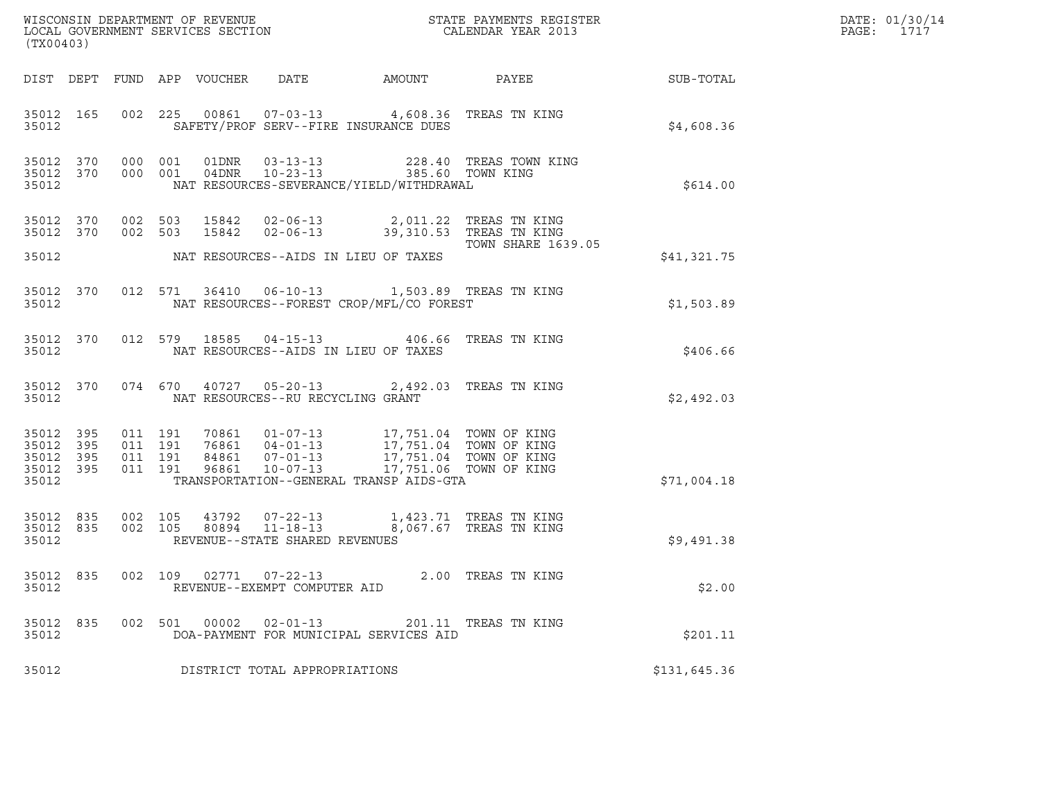WISCONSIN DEPARTMENT OF REVENUE
LOCAL GOVERNMENT SERVICES SECTION
(TX00403)

STATE PAYMENTS REGISTER
CALENDAR YEAR 2013

DATE: 01/30/14
PAGE: 1717

| DIST | DEPT | FUND | APP | VOUCHER | DATE | AMOUNT | PAYEE | SUB-TOTAL |
|---|---|---|---|---|---|---|---|---|
| 35012 | 165 | 002 | 225 | 00861 | 07-03-13 | 4,608.36 | TREAS TN KING | |
| 35012 | | | | | SAFETY/PROF SERV--FIRE INSURANCE DUES | | | $4,608.36 |
| 35012 | 370 | 000 | 001 | 01DNR | 03-13-13 | 228.40 | TREAS TOWN KING | |
| 35012 | 370 | 000 | 001 | 04DNR | 10-23-13 | 385.60 | TOWN KING | |
| 35012 | | | | | NAT RESOURCES-SEVERANCE/YIELD/WITHDRAWAL | | | $614.00 |
| 35012 | 370 | 002 | 503 | 15842 | 02-06-13 | 2,011.22 | TREAS TN KING | |
| 35012 | 370 | 002 | 503 | 15842 | 02-06-13 | 39,310.53 | TREAS TN KING TOWN SHARE 1639.05 | |
| 35012 | | | | | NAT RESOURCES--AIDS IN LIEU OF TAXES | | | $41,321.75 |
| 35012 | 370 | 012 | 571 | 36410 | 06-10-13 | 1,503.89 | TREAS TN KING | |
| 35012 | | | | | NAT RESOURCES--FOREST CROP/MFL/CO FOREST | | | $1,503.89 |
| 35012 | 370 | 012 | 579 | 18585 | 04-15-13 | 406.66 | TREAS TN KING | |
| 35012 | | | | | NAT RESOURCES--AIDS IN LIEU OF TAXES | | | $406.66 |
| 35012 | 370 | 074 | 670 | 40727 | 05-20-13 | 2,492.03 | TREAS TN KING | |
| 35012 | | | | | NAT RESOURCES--RU RECYCLING GRANT | | | $2,492.03 |
| 35012 | 395 | 011 | 191 | 70861 | 01-07-13 | 17,751.04 | TOWN OF KING | |
| 35012 | 395 | 011 | 191 | 76861 | 04-01-13 | 17,751.04 | TOWN OF KING | |
| 35012 | 395 | 011 | 191 | 84861 | 07-01-13 | 17,751.04 | TOWN OF KING | |
| 35012 | 395 | 011 | 191 | 96861 | 10-07-13 | 17,751.06 | TOWN OF KING | |
| 35012 | | | | | TRANSPORTATION--GENERAL TRANSP AIDS-GTA | | | $71,004.18 |
| 35012 | 835 | 002 | 105 | 43792 | 07-22-13 | 1,423.71 | TREAS TN KING | |
| 35012 | 835 | 002 | 105 | 80894 | 11-18-13 | 8,067.67 | TREAS TN KING | |
| 35012 | | | | | REVENUE--STATE SHARED REVENUES | | | $9,491.38 |
| 35012 | 835 | 002 | 109 | 02771 | 07-22-13 | 2.00 | TREAS TN KING | |
| 35012 | | | | | REVENUE--EXEMPT COMPUTER AID | | | $2.00 |
| 35012 | 835 | 002 | 501 | 00002 | 02-01-13 | 201.11 | TREAS TN KING | |
| 35012 | | | | | DOA-PAYMENT FOR MUNICIPAL SERVICES AID | | | $201.11 |
| 35012 | | | | | DISTRICT TOTAL APPROPRIATIONS | | | $131,645.36 |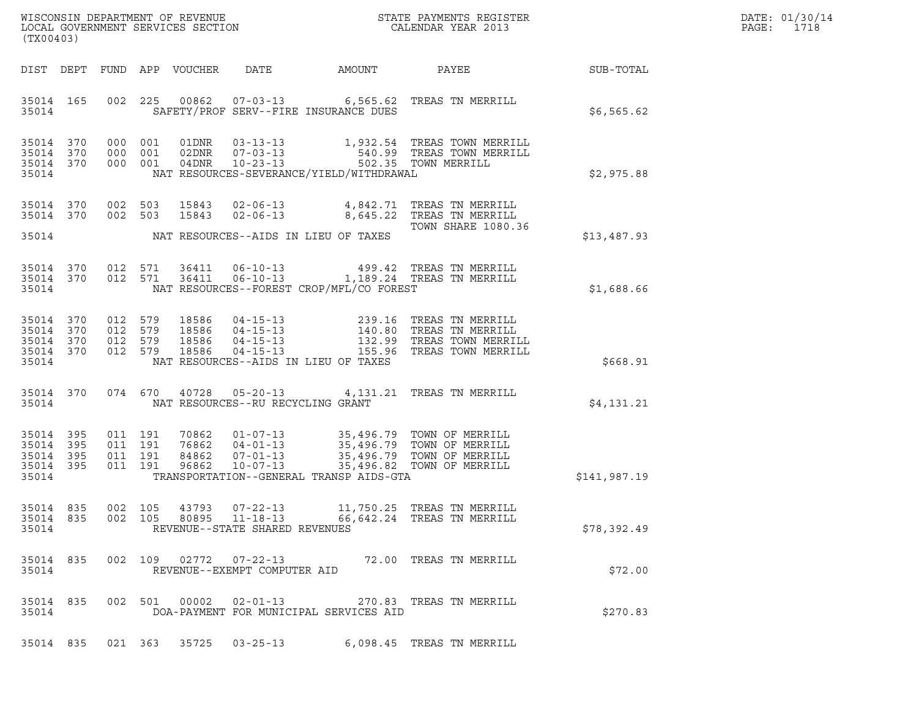WISCONSIN DEPARTMENT OF REVENUE
LOCAL GOVERNMENT SERVICES SECTION
(TX00403)

STATE PAYMENTS REGISTER
CALENDAR YEAR 2013

DATE: 01/30/14
PAGE: 1718

| DIST | DEPT | FUND | APP | VOUCHER | DATE | AMOUNT | PAYEE | SUB-TOTAL |
|---|---|---|---|---|---|---|---|---|
| 35014 | 165 | 002 | 225 | 00862 | 07-03-13 | 6,565.62 | TREAS TN MERRILL | |
| 35014 | | | | | SAFETY/PROF SERV--FIRE INSURANCE DUES | | | $6,565.62 |
| 35014 | 370 | 000 | 001 | 01DNR | 03-13-13 | 1,932.54 | TREAS TOWN MERRILL | |
| 35014 | 370 | 000 | 001 | 02DNR | 07-03-13 | 540.99 | TREAS TOWN MERRILL | |
| 35014 | 370 | 000 | 001 | 04DNR | 10-23-13 | 502.35 | TOWN MERRILL | |
| 35014 | | | | | NAT RESOURCES-SEVERANCE/YIELD/WITHDRAWAL | | | $2,975.88 |
| 35014 | 370 | 002 | 503 | 15843 | 02-06-13 | 4,842.71 | TREAS TN MERRILL | |
| 35014 | 370 | 002 | 503 | 15843 | 02-06-13 | 8,645.22 | TREAS TN MERRILL TOWN SHARE 1080.36 | |
| 35014 | | | | | NAT RESOURCES--AIDS IN LIEU OF TAXES | | | $13,487.93 |
| 35014 | 370 | 012 | 571 | 36411 | 06-10-13 | 499.42 | TREAS TN MERRILL | |
| 35014 | 370 | 012 | 571 | 36411 | 06-10-13 | 1,189.24 | TREAS TN MERRILL | |
| 35014 | | | | | NAT RESOURCES--FOREST CROP/MFL/CO FOREST | | | $1,688.66 |
| 35014 | 370 | 012 | 579 | 18586 | 04-15-13 | 239.16 | TREAS TN MERRILL | |
| 35014 | 370 | 012 | 579 | 18586 | 04-15-13 | 140.80 | TREAS TN MERRILL | |
| 35014 | 370 | 012 | 579 | 18586 | 04-15-13 | 132.99 | TREAS TOWN MERRILL | |
| 35014 | 370 | 012 | 579 | 18586 | 04-15-13 | 155.96 | TREAS TOWN MERRILL | |
| 35014 | | | | | NAT RESOURCES--AIDS IN LIEU OF TAXES | | | $668.91 |
| 35014 | 370 | 074 | 670 | 40728 | 05-20-13 | 4,131.21 | TREAS TN MERRILL | |
| 35014 | | | | | NAT RESOURCES--RU RECYCLING GRANT | | | $4,131.21 |
| 35014 | 395 | 011 | 191 | 70862 | 01-07-13 | 35,496.79 | TOWN OF MERRILL | |
| 35014 | 395 | 011 | 191 | 76862 | 04-01-13 | 35,496.79 | TOWN OF MERRILL | |
| 35014 | 395 | 011 | 191 | 84862 | 07-01-13 | 35,496.79 | TOWN OF MERRILL | |
| 35014 | 395 | 011 | 191 | 96862 | 10-07-13 | 35,496.82 | TOWN OF MERRILL | |
| 35014 | | | | | TRANSPORTATION--GENERAL TRANSP AIDS-GTA | | | $141,987.19 |
| 35014 | 835 | 002 | 105 | 43793 | 07-22-13 | 11,750.25 | TREAS TN MERRILL | |
| 35014 | 835 | 002 | 105 | 80895 | 11-18-13 | 66,642.24 | TREAS TN MERRILL | |
| 35014 | | | | | REVENUE--STATE SHARED REVENUES | | | $78,392.49 |
| 35014 | 835 | 002 | 109 | 02772 | 07-22-13 | 72.00 | TREAS TN MERRILL | |
| 35014 | | | | | REVENUE--EXEMPT COMPUTER AID | | | $72.00 |
| 35014 | 835 | 002 | 501 | 00002 | 02-01-13 | 270.83 | TREAS TN MERRILL | |
| 35014 | | | | | DOA-PAYMENT FOR MUNICIPAL SERVICES AID | | | $270.83 |
| 35014 | 835 | 021 | 363 | 35725 | 03-25-13 | 6,098.45 | TREAS TN MERRILL | |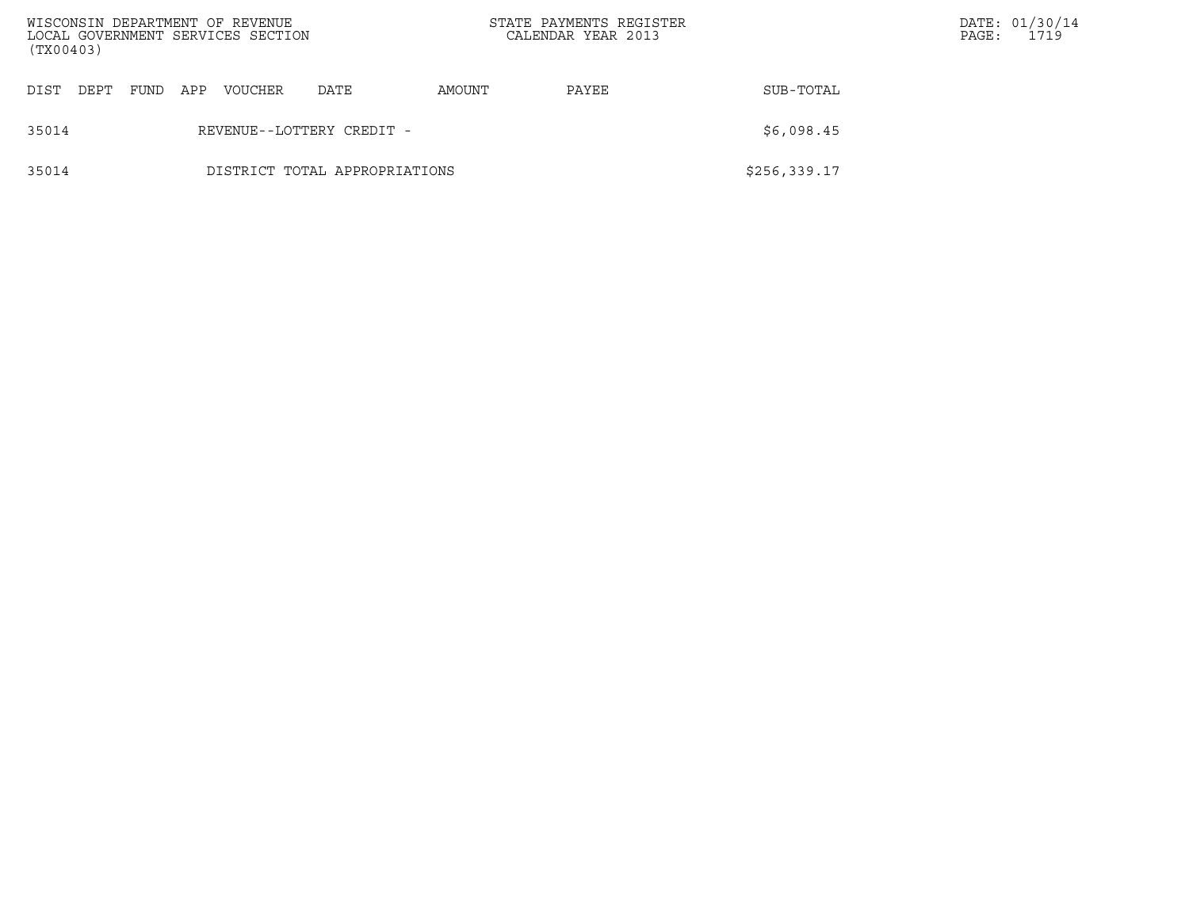| DIST | DEPT | FUND | APP | VOUCHER | DATE | AMOUNT | PAYEE | SUB-TOTAL |
|---|---|---|---|---|---|---|---|---|
| 35014 | | | REVENUE--LOTTERY CREDIT - | | | | | $6,098.45 |
| 35014 | | | DISTRICT TOTAL APPROPRIATIONS | | | | | $256,339.17 |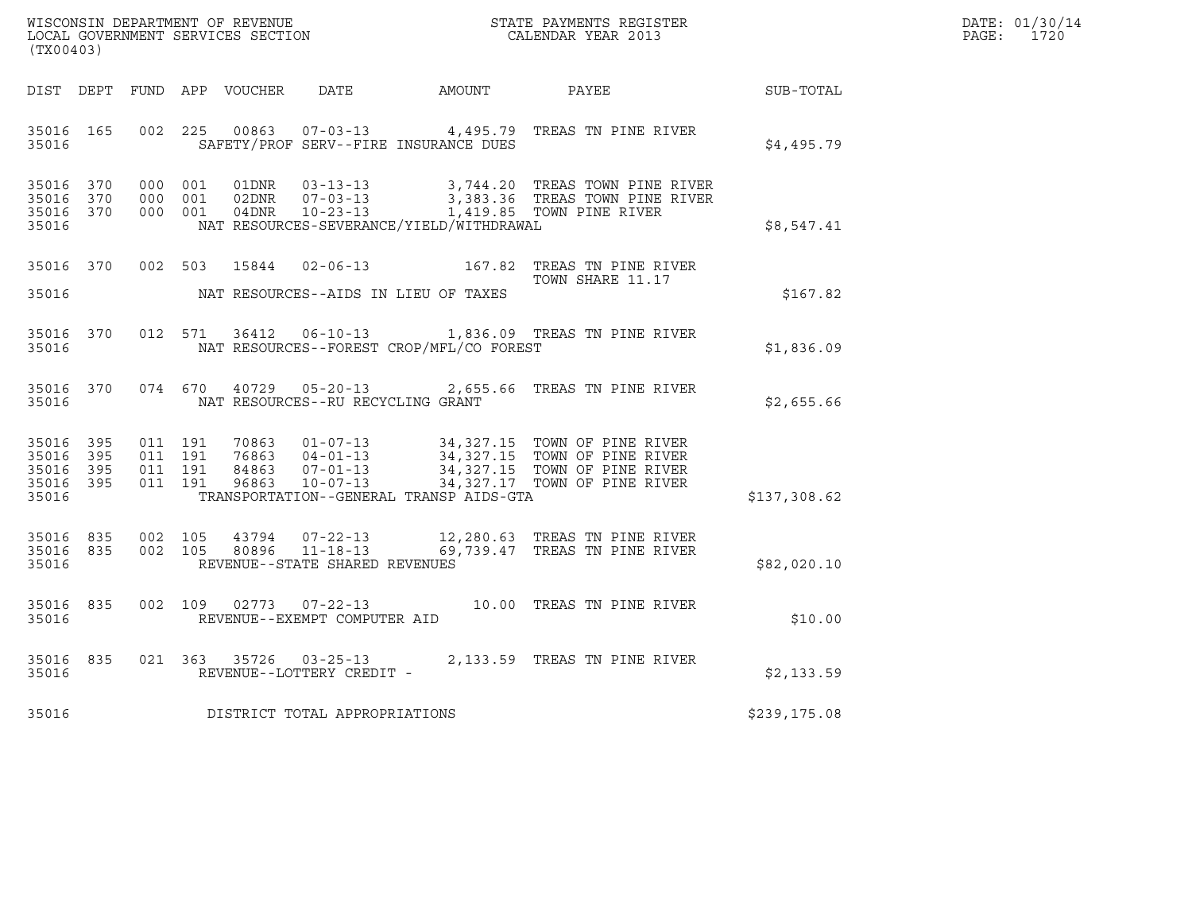WISCONSIN DEPARTMENT OF REVENUE
LOCAL GOVERNMENT SERVICES SECTION
(TX00403)

STATE PAYMENTS REGISTER
CALENDAR YEAR 2013

DATE: 01/30/14
PAGE: 1720

| DIST | DEPT | FUND | APP | VOUCHER | DATE | AMOUNT | PAYEE | SUB-TOTAL |
|---|---|---|---|---|---|---|---|---|
| 35016 | 165 | 002 | 225 | 00863 | 07-03-13 | 4,495.79 | TREAS TN PINE RIVER | |
| 35016 | | | | | SAFETY/PROF SERV--FIRE INSURANCE DUES | | | $4,495.79 |
| 35016 | 370 | 000 | 001 | 01DNR | 03-13-13 | 3,744.20 | TREAS TOWN PINE RIVER | |
| 35016 | 370 | 000 | 001 | 02DNR | 07-03-13 | 3,383.36 | TREAS TOWN PINE RIVER | |
| 35016 | 370 | 000 | 001 | 04DNR | 10-23-13 | 1,419.85 | TOWN PINE RIVER | |
| 35016 | | | | | NAT RESOURCES-SEVERANCE/YIELD/WITHDRAWAL | | | $8,547.41 |
| 35016 | 370 | 002 | 503 | 15844 | 02-06-13 | 167.82 | TREAS TN PINE RIVER TOWN SHARE 11.17 | |
| 35016 | | | | | NAT RESOURCES--AIDS IN LIEU OF TAXES | | | $167.82 |
| 35016 | 370 | 012 | 571 | 36412 | 06-10-13 | 1,836.09 | TREAS TN PINE RIVER | |
| 35016 | | | | | NAT RESOURCES--FOREST CROP/MFL/CO FOREST | | | $1,836.09 |
| 35016 | 370 | 074 | 670 | 40729 | 05-20-13 | 2,655.66 | TREAS TN PINE RIVER | |
| 35016 | | | | | NAT RESOURCES--RU RECYCLING GRANT | | | $2,655.66 |
| 35016 | 395 | 011 | 191 | 70863 | 01-07-13 | 34,327.15 | TOWN OF PINE RIVER | |
| 35016 | 395 | 011 | 191 | 76863 | 04-01-13 | 34,327.15 | TOWN OF PINE RIVER | |
| 35016 | 395 | 011 | 191 | 84863 | 07-01-13 | 34,327.15 | TOWN OF PINE RIVER | |
| 35016 | 395 | 011 | 191 | 96863 | 10-07-13 | 34,327.17 | TOWN OF PINE RIVER | |
| 35016 | | | | | TRANSPORTATION--GENERAL TRANSP AIDS-GTA | | | $137,308.62 |
| 35016 | 835 | 002 | 105 | 43794 | 07-22-13 | 12,280.63 | TREAS TN PINE RIVER | |
| 35016 | 835 | 002 | 105 | 80896 | 11-18-13 | 69,739.47 | TREAS TN PINE RIVER | |
| 35016 | | | | | REVENUE--STATE SHARED REVENUES | | | $82,020.10 |
| 35016 | 835 | 002 | 109 | 02773 | 07-22-13 | 10.00 | TREAS TN PINE RIVER | |
| 35016 | | | | | REVENUE--EXEMPT COMPUTER AID | | | $10.00 |
| 35016 | 835 | 021 | 363 | 35726 | 03-25-13 | 2,133.59 | TREAS TN PINE RIVER | |
| 35016 | | | | | REVENUE--LOTTERY CREDIT - | | | $2,133.59 |
| 35016 | | | | | DISTRICT TOTAL APPROPRIATIONS | | | $239,175.08 |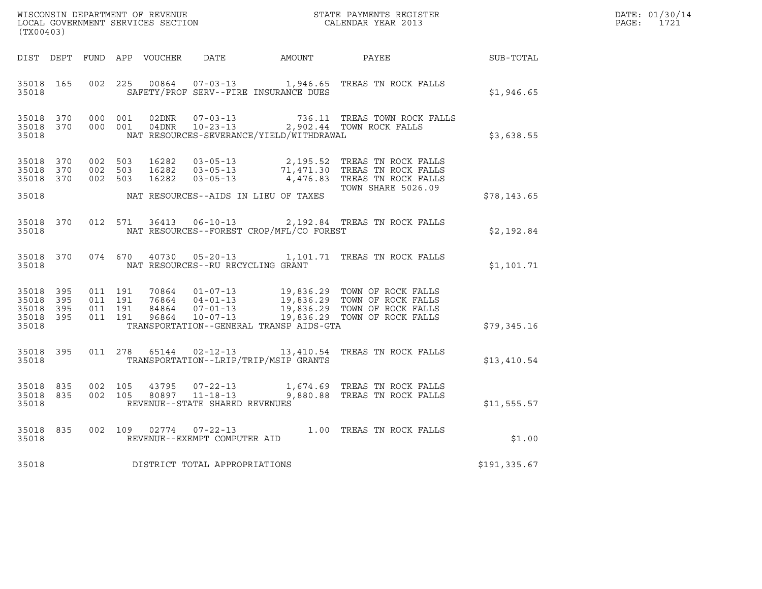WISCONSIN DEPARTMENT OF REVENUE
LOCAL GOVERNMENT SERVICES SECTION
(TX00403)

STATE PAYMENTS REGISTER
CALENDAR YEAR 2013

DATE: 01/30/14
PAGE: 1721

| DIST | DEPT | FUND | APP | VOUCHER | DATE | AMOUNT | PAYEE | SUB-TOTAL |
|---|---|---|---|---|---|---|---|---|
| 35018 | 165 | 002 | 225 | 00864 | 07-03-13 | 1,946.65 | TREAS TN ROCK FALLS | |
| 35018 | | | | | SAFETY/PROF SERV--FIRE INSURANCE DUES | | | $1,946.65 |
| 35018 | 370 | 000 | 001 | 02DNR | 07-03-13 | 736.11 | TREAS TOWN ROCK FALLS | |
| 35018 | 370 | 000 | 001 | 04DNR | 10-23-13 | 2,902.44 | TOWN ROCK FALLS | |
| 35018 | | | | | NAT RESOURCES-SEVERANCE/YIELD/WITHDRAWAL | | | $3,638.55 |
| 35018 | 370 | 002 | 503 | 16282 | 03-05-13 | 2,195.52 | TREAS TN ROCK FALLS | |
| 35018 | 370 | 002 | 503 | 16282 | 03-05-13 | 71,471.30 | TREAS TN ROCK FALLS | |
| 35018 | 370 | 002 | 503 | 16282 | 03-05-13 | 4,476.83 | TREAS TN ROCK FALLS | |
| | | | | | | | TOWN SHARE 5026.09 | |
| 35018 | | | | | NAT RESOURCES--AIDS IN LIEU OF TAXES | | | $78,143.65 |
| 35018 | 370 | 012 | 571 | 36413 | 06-10-13 | 2,192.84 | TREAS TN ROCK FALLS | |
| 35018 | | | | | NAT RESOURCES--FOREST CROP/MFL/CO FOREST | | | $2,192.84 |
| 35018 | 370 | 074 | 670 | 40730 | 05-20-13 | 1,101.71 | TREAS TN ROCK FALLS | |
| 35018 | | | | | NAT RESOURCES--RU RECYCLING GRANT | | | $1,101.71 |
| 35018 | 395 | 011 | 191 | 70864 | 01-07-13 | 19,836.29 | TOWN OF ROCK FALLS | |
| 35018 | 395 | 011 | 191 | 76864 | 04-01-13 | 19,836.29 | TOWN OF ROCK FALLS | |
| 35018 | 395 | 011 | 191 | 84864 | 07-01-13 | 19,836.29 | TOWN OF ROCK FALLS | |
| 35018 | 395 | 011 | 191 | 96864 | 10-07-13 | 19,836.29 | TOWN OF ROCK FALLS | |
| 35018 | | | | | TRANSPORTATION--GENERAL TRANSP AIDS-GTA | | | $79,345.16 |
| 35018 | 395 | 011 | 278 | 65144 | 02-12-13 | 13,410.54 | TREAS TN ROCK FALLS | |
| 35018 | | | | | TRANSPORTATION--LRIP/TRIP/MSIP GRANTS | | | $13,410.54 |
| 35018 | 835 | 002 | 105 | 43795 | 07-22-13 | 1,674.69 | TREAS TN ROCK FALLS | |
| 35018 | 835 | 002 | 105 | 80897 | 11-18-13 | 9,880.88 | TREAS TN ROCK FALLS | |
| 35018 | | | | | REVENUE--STATE SHARED REVENUES | | | $11,555.57 |
| 35018 | 835 | 002 | 109 | 02774 | 07-22-13 | 1.00 | TREAS TN ROCK FALLS | |
| 35018 | | | | | REVENUE--EXEMPT COMPUTER AID | | | $1.00 |
| 35018 | | | | | DISTRICT TOTAL APPROPRIATIONS | | | $191,335.67 |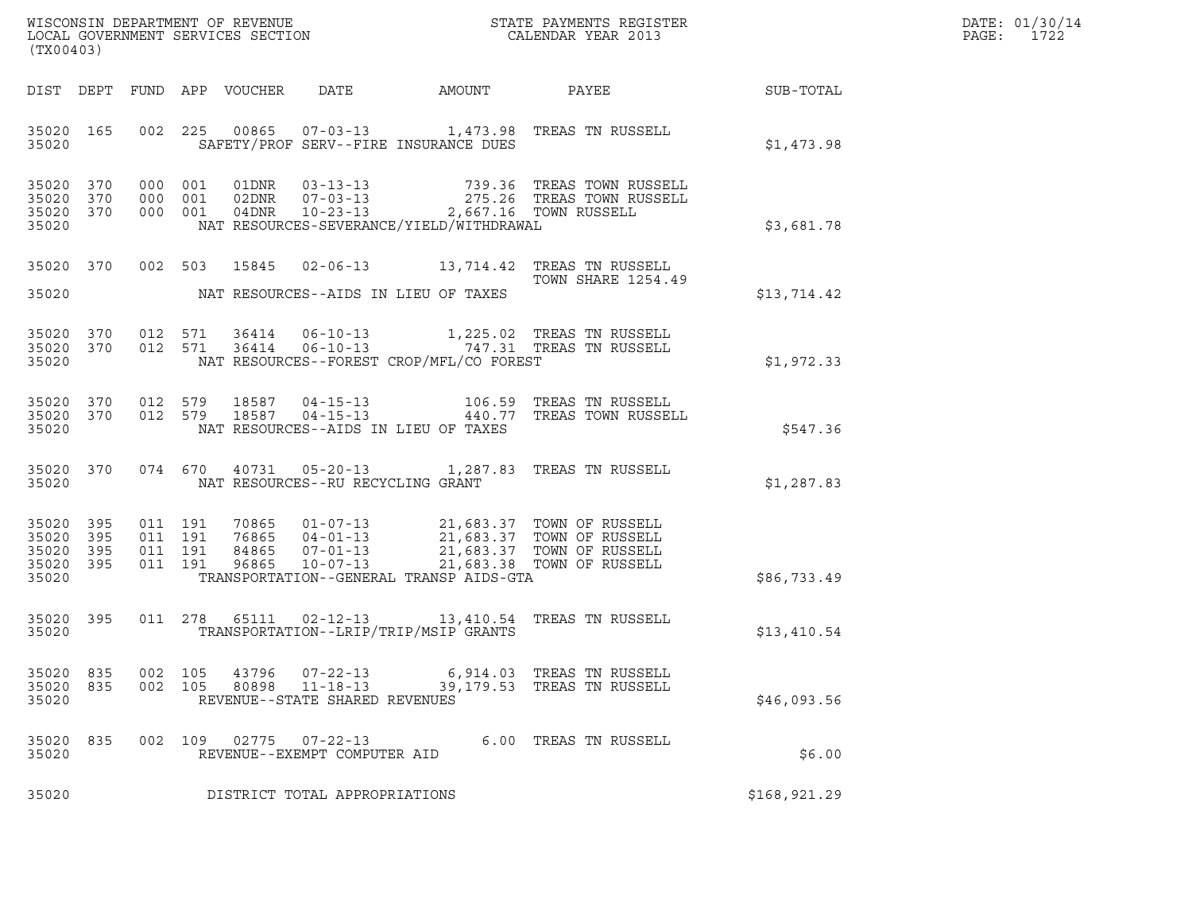WISCONSIN DEPARTMENT OF REVENUE
LOCAL GOVERNMENT SERVICES SECTION
(TX00403)

STATE PAYMENTS REGISTER
CALENDAR YEAR 2013

DATE: 01/30/14
PAGE: 1722

| DIST | DEPT | FUND | APP | VOUCHER | DATE | AMOUNT | PAYEE | SUB-TOTAL |
|---|---|---|---|---|---|---|---|---|
| 35020 | 165 | 002 | 225 | 00865 | 07-03-13 | 1,473.98 | TREAS TN RUSSELL | |
| 35020 | | | | | SAFETY/PROF SERV--FIRE INSURANCE DUES | | | $1,473.98 |
| 35020 | 370 | 000 | 001 | 01DNR | 03-13-13 | 739.36 | TREAS TOWN RUSSELL | |
| 35020 | 370 | 000 | 001 | 02DNR | 07-03-13 | 275.26 | TREAS TOWN RUSSELL | |
| 35020 | 370 | 000 | 001 | 04DNR | 10-23-13 | 2,667.16 | TOWN RUSSELL | |
| 35020 | | | | | NAT RESOURCES-SEVERANCE/YIELD/WITHDRAWAL | | | $3,681.78 |
| 35020 | 370 | 002 | 503 | 15845 | 02-06-13 | 13,714.42 | TREAS TN RUSSELL TOWN SHARE 1254.49 | |
| 35020 | | | | | NAT RESOURCES--AIDS IN LIEU OF TAXES | | | $13,714.42 |
| 35020 | 370 | 012 | 571 | 36414 | 06-10-13 | 1,225.02 | TREAS TN RUSSELL | |
| 35020 | 370 | 012 | 571 | 36414 | 06-10-13 | 747.31 | TREAS TN RUSSELL | |
| 35020 | | | | | NAT RESOURCES--FOREST CROP/MFL/CO FOREST | | | $1,972.33 |
| 35020 | 370 | 012 | 579 | 18587 | 04-15-13 | 106.59 | TREAS TN RUSSELL | |
| 35020 | 370 | 012 | 579 | 18587 | 04-15-13 | 440.77 | TREAS TOWN RUSSELL | |
| 35020 | | | | | NAT RESOURCES--AIDS IN LIEU OF TAXES | | | $547.36 |
| 35020 | 370 | 074 | 670 | 40731 | 05-20-13 | 1,287.83 | TREAS TN RUSSELL | |
| 35020 | | | | | NAT RESOURCES--RU RECYCLING GRANT | | | $1,287.83 |
| 35020 | 395 | 011 | 191 | 70865 | 01-07-13 | 21,683.37 | TOWN OF RUSSELL | |
| 35020 | 395 | 011 | 191 | 76865 | 04-01-13 | 21,683.37 | TOWN OF RUSSELL | |
| 35020 | 395 | 011 | 191 | 84865 | 07-01-13 | 21,683.37 | TOWN OF RUSSELL | |
| 35020 | 395 | 011 | 191 | 96865 | 10-07-13 | 21,683.38 | TOWN OF RUSSELL | |
| 35020 | | | | | TRANSPORTATION--GENERAL TRANSP AIDS-GTA | | | $86,733.49 |
| 35020 | 395 | 011 | 278 | 65111 | 02-12-13 | 13,410.54 | TREAS TN RUSSELL | |
| 35020 | | | | | TRANSPORTATION--LRIP/TRIP/MSIP GRANTS | | | $13,410.54 |
| 35020 | 835 | 002 | 105 | 43796 | 07-22-13 | 6,914.03 | TREAS TN RUSSELL | |
| 35020 | 835 | 002 | 105 | 80898 | 11-18-13 | 39,179.53 | TREAS TN RUSSELL | |
| 35020 | | | | | REVENUE--STATE SHARED REVENUES | | | $46,093.56 |
| 35020 | 835 | 002 | 109 | 02775 | 07-22-13 | 6.00 | TREAS TN RUSSELL | |
| 35020 | | | | | REVENUE--EXEMPT COMPUTER AID | | | $6.00 |
| 35020 | | | | | DISTRICT TOTAL APPROPRIATIONS | | | $168,921.29 |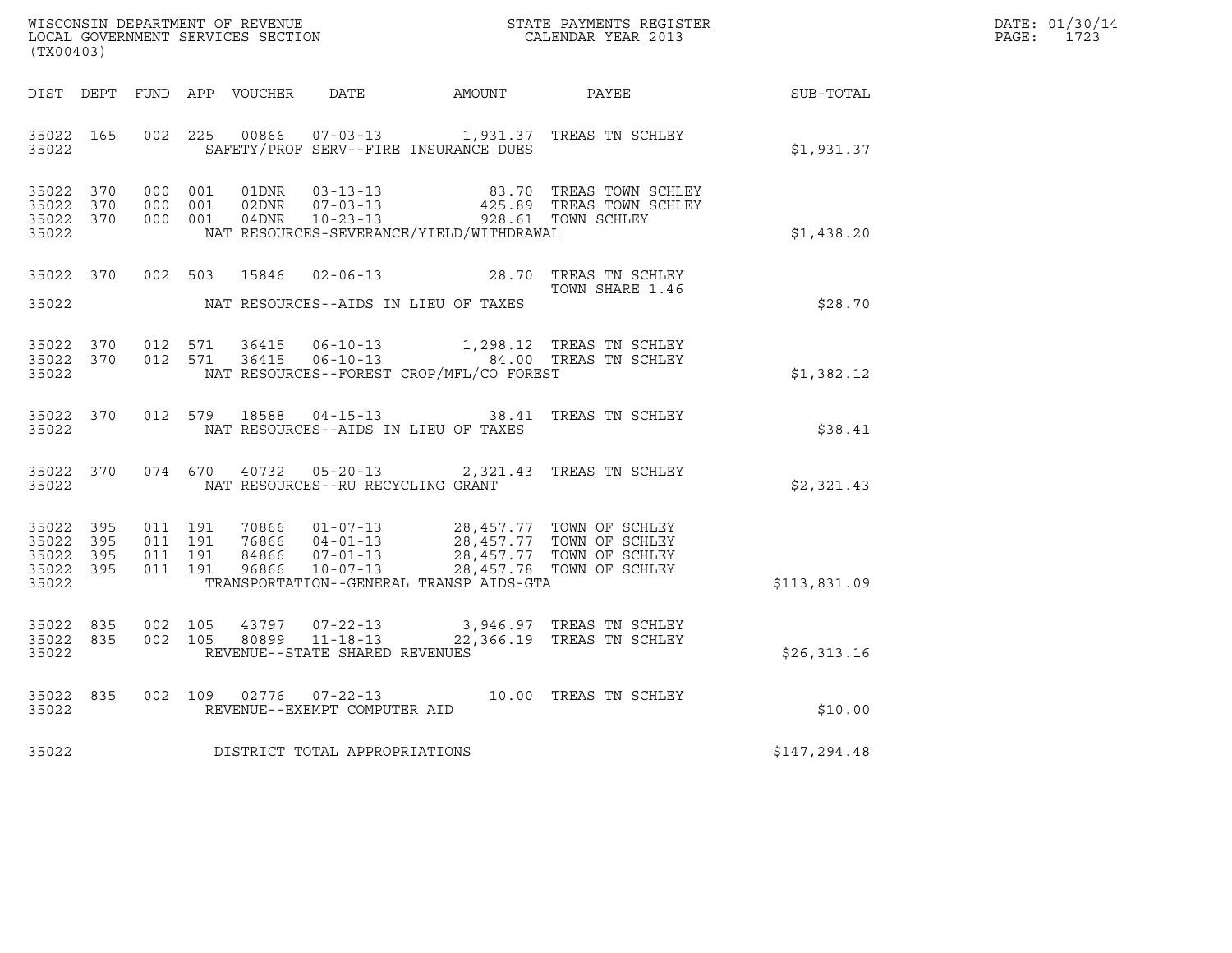WISCONSIN DEPARTMENT OF REVENUE
LOCAL GOVERNMENT SERVICES SECTION
(TX00403)

STATE PAYMENTS REGISTER
CALENDAR YEAR 2013

DATE: 01/30/14
PAGE: 1723

| DIST | DEPT | FUND | APP | VOUCHER | DATE | AMOUNT | PAYEE | SUB-TOTAL |
|---|---|---|---|---|---|---|---|---|
| 35022 | 165 | 002 | 225 | 00866 | 07-03-13 | 1,931.37 | TREAS TN SCHLEY | |
| 35022 | | | | | SAFETY/PROF SERV--FIRE INSURANCE DUES | | | $1,931.37 |
| 35022 | 370 | 000 | 001 | 01DNR | 03-13-13 | 83.70 | TREAS TOWN SCHLEY | |
| 35022 | 370 | 000 | 001 | 02DNR | 07-03-13 | 425.89 | TREAS TOWN SCHLEY | |
| 35022 | 370 | 000 | 001 | 04DNR | 10-23-13 | 928.61 | TOWN SCHLEY | |
| 35022 | | | | | NAT RESOURCES-SEVERANCE/YIELD/WITHDRAWAL | | | $1,438.20 |
| 35022 | 370 | 002 | 503 | 15846 | 02-06-13 | 28.70 | TREAS TN SCHLEY TOWN SHARE 1.46 | |
| 35022 | | | | | NAT RESOURCES--AIDS IN LIEU OF TAXES | | | $28.70 |
| 35022 | 370 | 012 | 571 | 36415 | 06-10-13 | 1,298.12 | TREAS TN SCHLEY | |
| 35022 | 370 | 012 | 571 | 36415 | 06-10-13 | 84.00 | TREAS TN SCHLEY | |
| 35022 | | | | | NAT RESOURCES--FOREST CROP/MFL/CO FOREST | | | $1,382.12 |
| 35022 | 370 | 012 | 579 | 18588 | 04-15-13 | 38.41 | TREAS TN SCHLEY | |
| 35022 | | | | | NAT RESOURCES--AIDS IN LIEU OF TAXES | | | $38.41 |
| 35022 | 370 | 074 | 670 | 40732 | 05-20-13 | 2,321.43 | TREAS TN SCHLEY | |
| 35022 | | | | | NAT RESOURCES--RU RECYCLING GRANT | | | $2,321.43 |
| 35022 | 395 | 011 | 191 | 70866 | 01-07-13 | 28,457.77 | TOWN OF SCHLEY | |
| 35022 | 395 | 011 | 191 | 76866 | 04-01-13 | 28,457.77 | TOWN OF SCHLEY | |
| 35022 | 395 | 011 | 191 | 84866 | 07-01-13 | 28,457.77 | TOWN OF SCHLEY | |
| 35022 | 395 | 011 | 191 | 96866 | 10-07-13 | 28,457.78 | TOWN OF SCHLEY | |
| 35022 | | | | | TRANSPORTATION--GENERAL TRANSP AIDS-GTA | | | $113,831.09 |
| 35022 | 835 | 002 | 105 | 43797 | 07-22-13 | 3,946.97 | TREAS TN SCHLEY | |
| 35022 | 835 | 002 | 105 | 80899 | 11-18-13 | 22,366.19 | TREAS TN SCHLEY | |
| 35022 | | | | | REVENUE--STATE SHARED REVENUES | | | $26,313.16 |
| 35022 | 835 | 002 | 109 | 02776 | 07-22-13 | 10.00 | TREAS TN SCHLEY | |
| 35022 | | | | | REVENUE--EXEMPT COMPUTER AID | | | $10.00 |
| 35022 | | | | | DISTRICT TOTAL APPROPRIATIONS | | | $147,294.48 |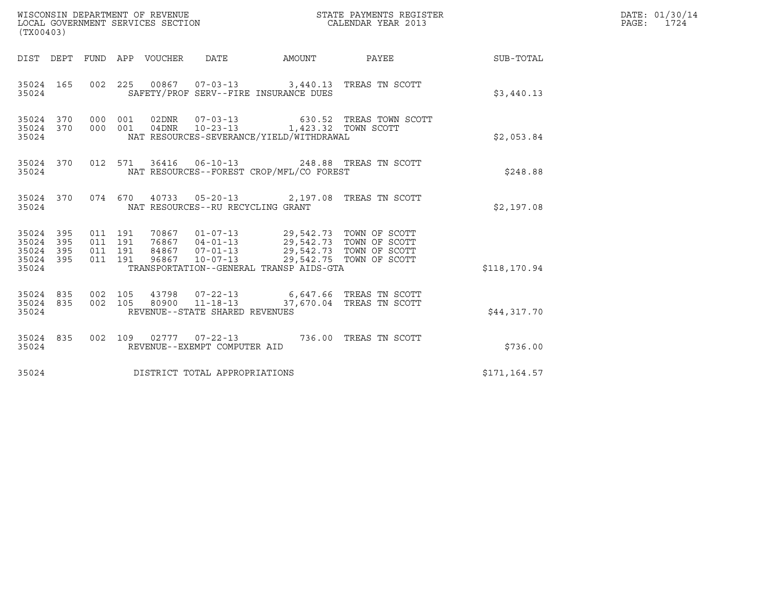WISCONSIN DEPARTMENT OF REVENUE
LOCAL GOVERNMENT SERVICES SECTION
(TX00403)

STATE PAYMENTS REGISTER
CALENDAR YEAR 2013

DATE: 01/30/14
PAGE: 1724

| DIST | DEPT | FUND | APP | VOUCHER | DATE | AMOUNT | PAYEE | SUB-TOTAL |
|---|---|---|---|---|---|---|---|---|
| 35024 | 165 | 002 | 225 | 00867 | 07-03-13 | 3,440.13 | TREAS TN SCOTT | |
| 35024 | | | | SAFETY/PROF SERV--FIRE INSURANCE DUES | | | | $3,440.13 |
| 35024 | 370 | 000 | 001 | 02DNR | 07-03-13 | 630.52 | TREAS TOWN SCOTT | |
| 35024 | 370 | 000 | 001 | 04DNR | 10-23-13 | 1,423.32 | TOWN SCOTT | |
| 35024 | | | | NAT RESOURCES-SEVERANCE/YIELD/WITHDRAWAL | | | | $2,053.84 |
| 35024 | 370 | 012 | 571 | 36416 | 06-10-13 | 248.88 | TREAS TN SCOTT | |
| 35024 | | | | NAT RESOURCES--FOREST CROP/MFL/CO FOREST | | | | $248.88 |
| 35024 | 370 | 074 | 670 | 40733 | 05-20-13 | 2,197.08 | TREAS TN SCOTT | |
| 35024 | | | | NAT RESOURCES--RU RECYCLING GRANT | | | | $2,197.08 |
| 35024 | 395 | 011 | 191 | 70867 | 01-07-13 | 29,542.73 | TOWN OF SCOTT | |
| 35024 | 395 | 011 | 191 | 76867 | 04-01-13 | 29,542.73 | TOWN OF SCOTT | |
| 35024 | 395 | 011 | 191 | 84867 | 07-01-13 | 29,542.73 | TOWN OF SCOTT | |
| 35024 | 395 | 011 | 191 | 96867 | 10-07-13 | 29,542.75 | TOWN OF SCOTT | |
| 35024 | | | | TRANSPORTATION--GENERAL TRANSP AIDS-GTA | | | | $118,170.94 |
| 35024 | 835 | 002 | 105 | 43798 | 07-22-13 | 6,647.66 | TREAS TN SCOTT | |
| 35024 | 835 | 002 | 105 | 80900 | 11-18-13 | 37,670.04 | TREAS TN SCOTT | |
| 35024 | | | | REVENUE--STATE SHARED REVENUES | | | | $44,317.70 |
| 35024 | 835 | 002 | 109 | 02777 | 07-22-13 | 736.00 | TREAS TN SCOTT | |
| 35024 | | | | REVENUE--EXEMPT COMPUTER AID | | | | $736.00 |
| 35024 | | | | DISTRICT TOTAL APPROPRIATIONS | | | | $171,164.57 |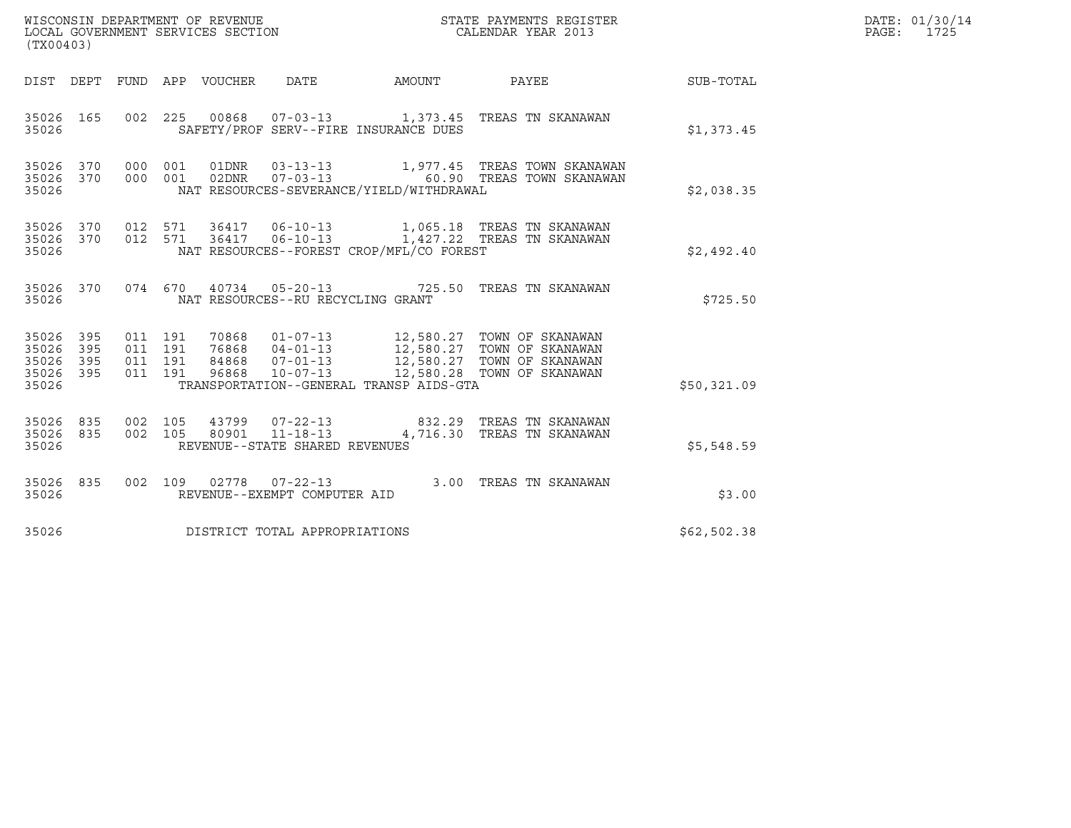WISCONSIN DEPARTMENT OF REVENUE
LOCAL GOVERNMENT SERVICES SECTION
(TX00403)

STATE PAYMENTS REGISTER
CALENDAR YEAR 2013

DATE: 01/30/14
PAGE: 1725

| DIST | DEPT | FUND | APP | VOUCHER | DATE | AMOUNT | PAYEE | SUB-TOTAL |
|---|---|---|---|---|---|---|---|---|
| 35026 | 165 | 002 | 225 | 00868 | 07-03-13 | 1,373.45 | TREAS TN SKANAWAN | |
| 35026 | | | | SAFETY/PROF SERV--FIRE INSURANCE DUES | | | | $1,373.45 |
| 35026 | 370 | 000 | 001 | 01DNR | 03-13-13 | 1,977.45 | TREAS TOWN SKANAWAN | |
| 35026 | 370 | 000 | 001 | 02DNR | 07-03-13 | 60.90 | TREAS TOWN SKANAWAN | |
| 35026 | | | | NAT RESOURCES-SEVERANCE/YIELD/WITHDRAWAL | | | | $2,038.35 |
| 35026 | 370 | 012 | 571 | 36417 | 06-10-13 | 1,065.18 | TREAS TN SKANAWAN | |
| 35026 | 370 | 012 | 571 | 36417 | 06-10-13 | 1,427.22 | TREAS TN SKANAWAN | |
| 35026 | | | | NAT RESOURCES--FOREST CROP/MFL/CO FOREST | | | | $2,492.40 |
| 35026 | 370 | 074 | 670 | 40734 | 05-20-13 | 725.50 | TREAS TN SKANAWAN | |
| 35026 | | | | NAT RESOURCES--RU RECYCLING GRANT | | | | $725.50 |
| 35026 | 395 | 011 | 191 | 70868 | 01-07-13 | 12,580.27 | TOWN OF SKANAWAN | |
| 35026 | 395 | 011 | 191 | 76868 | 04-01-13 | 12,580.27 | TOWN OF SKANAWAN | |
| 35026 | 395 | 011 | 191 | 84868 | 07-01-13 | 12,580.27 | TOWN OF SKANAWAN | |
| 35026 | 395 | 011 | 191 | 96868 | 10-07-13 | 12,580.28 | TOWN OF SKANAWAN | |
| 35026 | | | | TRANSPORTATION--GENERAL TRANSP AIDS-GTA | | | | $50,321.09 |
| 35026 | 835 | 002 | 105 | 43799 | 07-22-13 | 832.29 | TREAS TN SKANAWAN | |
| 35026 | 835 | 002 | 105 | 80901 | 11-18-13 | 4,716.30 | TREAS TN SKANAWAN | |
| 35026 | | | | REVENUE--STATE SHARED REVENUES | | | | $5,548.59 |
| 35026 | 835 | 002 | 109 | 02778 | 07-22-13 | 3.00 | TREAS TN SKANAWAN | |
| 35026 | | | | REVENUE--EXEMPT COMPUTER AID | | | | $3.00 |
| 35026 | | | | DISTRICT TOTAL APPROPRIATIONS | | | | $62,502.38 |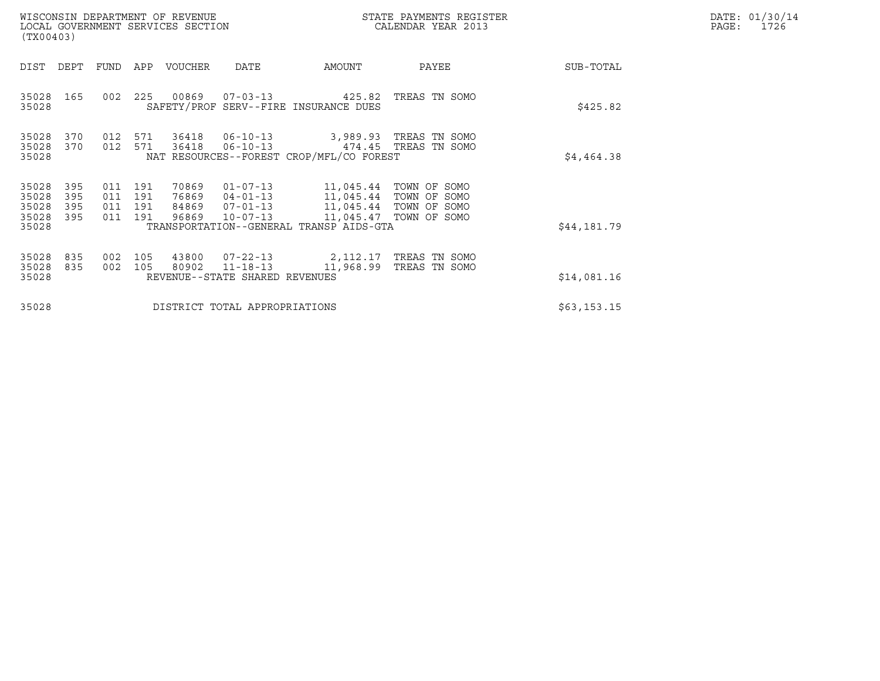| DIST | DEPT | FUND | APP | VOUCHER | DATE | AMOUNT | PAYEE | SUB-TOTAL |
|---|---|---|---|---|---|---|---|---|
| 35028 | 165 | 002 | 225 | 00869 | 07-03-13 | 425.82 | TREAS TN SOMO | |
| 35028 | | | | SAFETY/PROF SERV--FIRE INSURANCE DUES | | | | $425.82 |
| 35028 | 370 | 012 | 571 | 36418 | 06-10-13 | 3,989.93 | TREAS TN SOMO | |
| 35028 | 370 | 012 | 571 | 36418 | 06-10-13 | 474.45 | TREAS TN SOMO | |
| 35028 | | | | NAT RESOURCES--FOREST CROP/MFL/CO FOREST | | | | $4,464.38 |
| 35028 | 395 | 011 | 191 | 70869 | 01-07-13 | 11,045.44 | TOWN OF SOMO | |
| 35028 | 395 | 011 | 191 | 76869 | 04-01-13 | 11,045.44 | TOWN OF SOMO | |
| 35028 | 395 | 011 | 191 | 84869 | 07-01-13 | 11,045.44 | TOWN OF SOMO | |
| 35028 | 395 | 011 | 191 | 96869 | 10-07-13 | 11,045.47 | TOWN OF SOMO | |
| 35028 | | | | TRANSPORTATION--GENERAL TRANSP AIDS-GTA | | | | $44,181.79 |
| 35028 | 835 | 002 | 105 | 43800 | 07-22-13 | 2,112.17 | TREAS TN SOMO | |
| 35028 | 835 | 002 | 105 | 80902 | 11-18-13 | 11,968.99 | TREAS TN SOMO | |
| 35028 | | | | REVENUE--STATE SHARED REVENUES | | | | $14,081.16 |
| 35028 | | | | DISTRICT TOTAL APPROPRIATIONS | | | | $63,153.15 |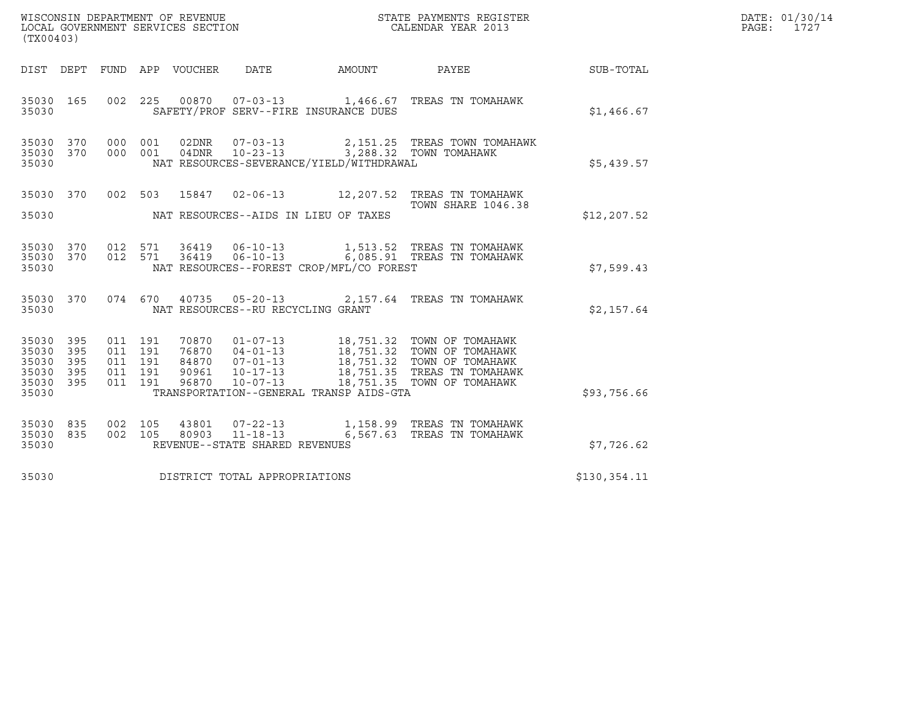WISCONSIN DEPARTMENT OF REVENUE
LOCAL GOVERNMENT SERVICES SECTION
(TX00403)

STATE PAYMENTS REGISTER
CALENDAR YEAR 2013

DATE: 01/30/14

| DIST | DEPT | FUND | APP | VOUCHER | DATE | AMOUNT | PAYEE | SUB-TOTAL |
|---|---|---|---|---|---|---|---|---|
| 35030 | 165 | 002 | 225 | 00870 | 07-03-13 | 1,466.67 | TREAS TN TOMAHAWK | |
| 35030 | | | | | SAFETY/PROF SERV--FIRE INSURANCE DUES | | | $1,466.67 |
| 35030 | 370 | 000 | 001 | 02DNR | 07-03-13 | 2,151.25 | TREAS TOWN TOMAHAWK | |
| 35030 | 370 | 000 | 001 | 04DNR | 10-23-13 | 3,288.32 | TOWN TOMAHAWK | |
| 35030 | | | | | NAT RESOURCES-SEVERANCE/YIELD/WITHDRAWAL | | | $5,439.57 |
| 35030 | 370 | 002 | 503 | 15847 | 02-06-13 | 12,207.52 | TREAS TN TOMAHAWK TOWN SHARE 1046.38 | |
| 35030 | | | | | NAT RESOURCES--AIDS IN LIEU OF TAXES | | | $12,207.52 |
| 35030 | 370 | 012 | 571 | 36419 | 06-10-13 | 1,513.52 | TREAS TN TOMAHAWK | |
| 35030 | 370 | 012 | 571 | 36419 | 06-10-13 | 6,085.91 | TREAS TN TOMAHAWK | |
| 35030 | | | | | NAT RESOURCES--FOREST CROP/MFL/CO FOREST | | | $7,599.43 |
| 35030 | 370 | 074 | 670 | 40735 | 05-20-13 | 2,157.64 | TREAS TN TOMAHAWK | |
| 35030 | | | | | NAT RESOURCES--RU RECYCLING GRANT | | | $2,157.64 |
| 35030 | 395 | 011 | 191 | 70870 | 01-07-13 | 18,751.32 | TOWN OF TOMAHAWK | |
| 35030 | 395 | 011 | 191 | 76870 | 04-01-13 | 18,751.32 | TOWN OF TOMAHAWK | |
| 35030 | 395 | 011 | 191 | 84870 | 07-01-13 | 18,751.32 | TOWN OF TOMAHAWK | |
| 35030 | 395 | 011 | 191 | 90961 | 10-17-13 | 18,751.35 | TREAS TN TOMAHAWK | |
| 35030 | 395 | 011 | 191 | 96870 | 10-07-13 | 18,751.35 | TOWN OF TOMAHAWK | |
| 35030 | | | | | TRANSPORTATION--GENERAL TRANSP AIDS-GTA | | | $93,756.66 |
| 35030 | 835 | 002 | 105 | 43801 | 07-22-13 | 1,158.99 | TREAS TN TOMAHAWK | |
| 35030 | 835 | 002 | 105 | 80903 | 11-18-13 | 6,567.63 | TREAS TN TOMAHAWK | |
| 35030 | | | | | REVENUE--STATE SHARED REVENUES | | | $7,726.62 |
| 35030 | | | | | DISTRICT TOTAL APPROPRIATIONS | | | $130,354.11 |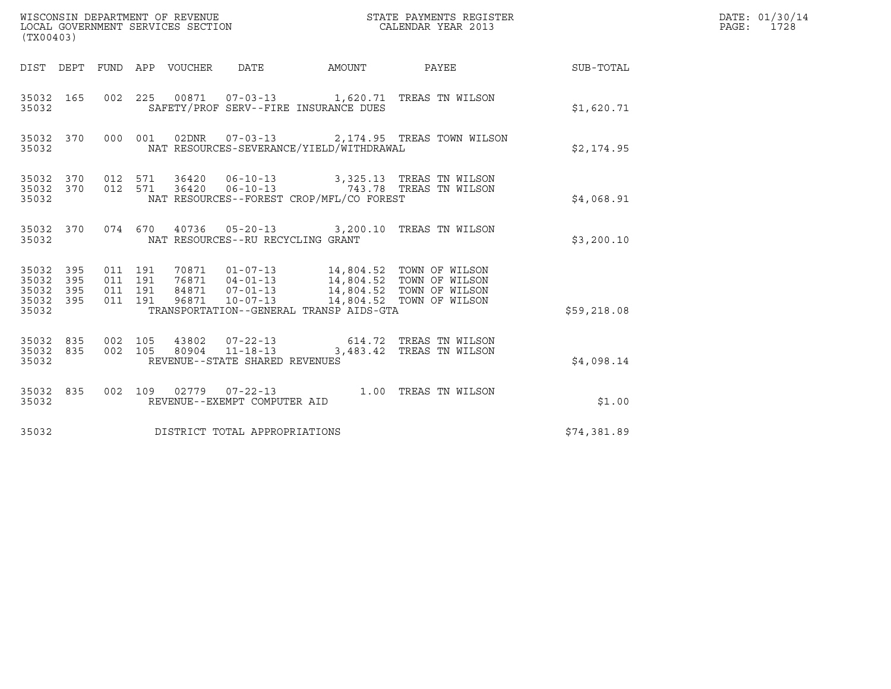WISCONSIN DEPARTMENT OF REVENUE
LOCAL GOVERNMENT SERVICES SECTION
(TX00403)

STATE PAYMENTS REGISTER
CALENDAR YEAR 2013

DATE: 01/30/14
PAGE: 1728

| DIST | DEPT | FUND | APP | VOUCHER | DATE | AMOUNT | PAYEE | SUB-TOTAL |
|---|---|---|---|---|---|---|---|---|
| 35032 | 165 | 002 | 225 | 00871 | 07-03-13 | 1,620.71 | TREAS TN WILSON | |
| 35032 | | | | SAFETY/PROF SERV--FIRE INSURANCE DUES | | | | $1,620.71 |
| 35032 | 370 | 000 | 001 | 02DNR | 07-03-13 | 2,174.95 | TREAS TOWN WILSON | |
| 35032 | | | | NAT RESOURCES-SEVERANCE/YIELD/WITHDRAWAL | | | | $2,174.95 |
| 35032 | 370 | 012 | 571 | 36420 | 06-10-13 | 3,325.13 | TREAS TN WILSON | |
| 35032 | 370 | 012 | 571 | 36420 | 06-10-13 | 743.78 | TREAS TN WILSON | |
| 35032 | | | | NAT RESOURCES--FOREST CROP/MFL/CO FOREST | | | | $4,068.91 |
| 35032 | 370 | 074 | 670 | 40736 | 05-20-13 | 3,200.10 | TREAS TN WILSON | |
| 35032 | | | | NAT RESOURCES--RU RECYCLING GRANT | | | | $3,200.10 |
| 35032 | 395 | 011 | 191 | 70871 | 01-07-13 | 14,804.52 | TOWN OF WILSON | |
| 35032 | 395 | 011 | 191 | 76871 | 04-01-13 | 14,804.52 | TOWN OF WILSON | |
| 35032 | 395 | 011 | 191 | 84871 | 07-01-13 | 14,804.52 | TOWN OF WILSON | |
| 35032 | 395 | 011 | 191 | 96871 | 10-07-13 | 14,804.52 | TOWN OF WILSON | |
| 35032 | | | | TRANSPORTATION--GENERAL TRANSP AIDS-GTA | | | | $59,218.08 |
| 35032 | 835 | 002 | 105 | 43802 | 07-22-13 | 614.72 | TREAS TN WILSON | |
| 35032 | 835 | 002 | 105 | 80904 | 11-18-13 | 3,483.42 | TREAS TN WILSON | |
| 35032 | | | | REVENUE--STATE SHARED REVENUES | | | | $4,098.14 |
| 35032 | 835 | 002 | 109 | 02779 | 07-22-13 | 1.00 | TREAS TN WILSON | |
| 35032 | | | | REVENUE--EXEMPT COMPUTER AID | | | | $1.00 |
| 35032 | | | | DISTRICT TOTAL APPROPRIATIONS | | | | $74,381.89 |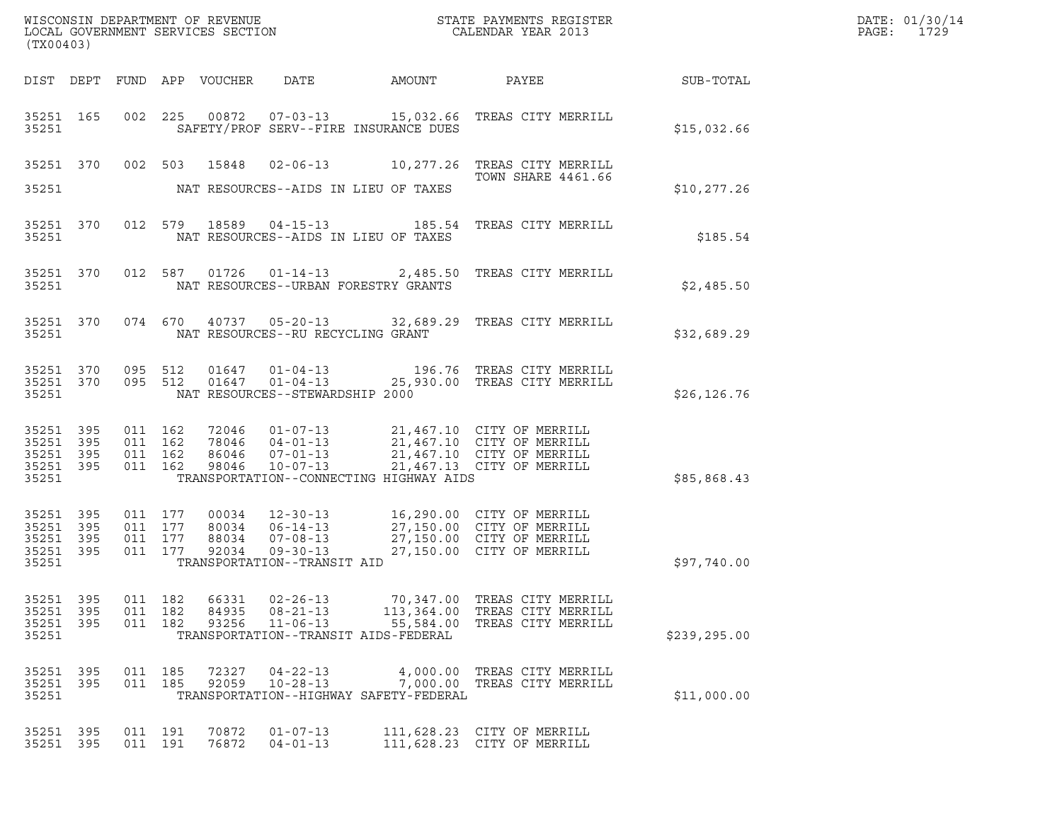WISCONSIN DEPARTMENT OF REVENUE
LOCAL GOVERNMENT SERVICES SECTION
(TX00403)

STATE PAYMENTS REGISTER
CALENDAR YEAR 2013

DATE: 01/30/14

| DIST | DEPT | FUND | APP | VOUCHER | DATE | AMOUNT | PAYEE | SUB-TOTAL |
|---|---|---|---|---|---|---|---|---|
| 35251 | 165 | 002 | 225 | 00872 | 07-03-13 | 15,032.66 | TREAS CITY MERRILL | |
| 35251 | | | | | SAFETY/PROF SERV--FIRE INSURANCE DUES | | | $15,032.66 |
| 35251 | 370 | 002 | 503 | 15848 | 02-06-13 | 10,277.26 | TREAS CITY MERRILL TOWN SHARE 4461.66 | |
| 35251 | | | | | NAT RESOURCES--AIDS IN LIEU OF TAXES | | | $10,277.26 |
| 35251 | 370 | 012 | 579 | 18589 | 04-15-13 | 185.54 | TREAS CITY MERRILL | |
| 35251 | | | | | NAT RESOURCES--AIDS IN LIEU OF TAXES | | | $185.54 |
| 35251 | 370 | 012 | 587 | 01726 | 01-14-13 | 2,485.50 | TREAS CITY MERRILL | |
| 35251 | | | | | NAT RESOURCES--URBAN FORESTRY GRANTS | | | $2,485.50 |
| 35251 | 370 | 074 | 670 | 40737 | 05-20-13 | 32,689.29 | TREAS CITY MERRILL | |
| 35251 | | | | | NAT RESOURCES--RU RECYCLING GRANT | | | $32,689.29 |
| 35251 | 370 | 095 | 512 | 01647 | 01-04-13 | 196.76 | TREAS CITY MERRILL | |
| 35251 | 370 | 095 | 512 | 01647 | 01-04-13 | 25,930.00 | TREAS CITY MERRILL | |
| 35251 | | | | | NAT RESOURCES--STEWARDSHIP 2000 | | | $26,126.76 |
| 35251 | 395 | 011 | 162 | 72046 | 01-07-13 | 21,467.10 | CITY OF MERRILL | |
| 35251 | 395 | 011 | 162 | 78046 | 04-01-13 | 21,467.10 | CITY OF MERRILL | |
| 35251 | 395 | 011 | 162 | 86046 | 07-01-13 | 21,467.10 | CITY OF MERRILL | |
| 35251 | 395 | 011 | 162 | 98046 | 10-07-13 | 21,467.13 | CITY OF MERRILL | |
| 35251 | | | | | TRANSPORTATION--CONNECTING HIGHWAY AIDS | | | $85,868.43 |
| 35251 | 395 | 011 | 177 | 00034 | 12-30-13 | 16,290.00 | CITY OF MERRILL | |
| 35251 | 395 | 011 | 177 | 80034 | 06-14-13 | 27,150.00 | CITY OF MERRILL | |
| 35251 | 395 | 011 | 177 | 88034 | 07-08-13 | 27,150.00 | CITY OF MERRILL | |
| 35251 | 395 | 011 | 177 | 92034 | 09-30-13 | 27,150.00 | CITY OF MERRILL | |
| 35251 | | | | | TRANSPORTATION--TRANSIT AID | | | $97,740.00 |
| 35251 | 395 | 011 | 182 | 66331 | 02-26-13 | 70,347.00 | TREAS CITY MERRILL | |
| 35251 | 395 | 011 | 182 | 84935 | 08-21-13 | 113,364.00 | TREAS CITY MERRILL | |
| 35251 | 395 | 011 | 182 | 93256 | 11-06-13 | 55,584.00 | TREAS CITY MERRILL | |
| 35251 | | | | | TRANSPORTATION--TRANSIT AIDS-FEDERAL | | | $239,295.00 |
| 35251 | 395 | 011 | 185 | 72327 | 04-22-13 | 4,000.00 | TREAS CITY MERRILL | |
| 35251 | 395 | 011 | 185 | 92059 | 10-28-13 | 7,000.00 | TREAS CITY MERRILL | |
| 35251 | | | | | TRANSPORTATION--HIGHWAY SAFETY-FEDERAL | | | $11,000.00 |
| 35251 | 395 | 011 | 191 | 70872 | 01-07-13 | 111,628.23 | CITY OF MERRILL | |
| 35251 | 395 | 011 | 191 | 76872 | 04-01-13 | 111,628.23 | CITY OF MERRILL | |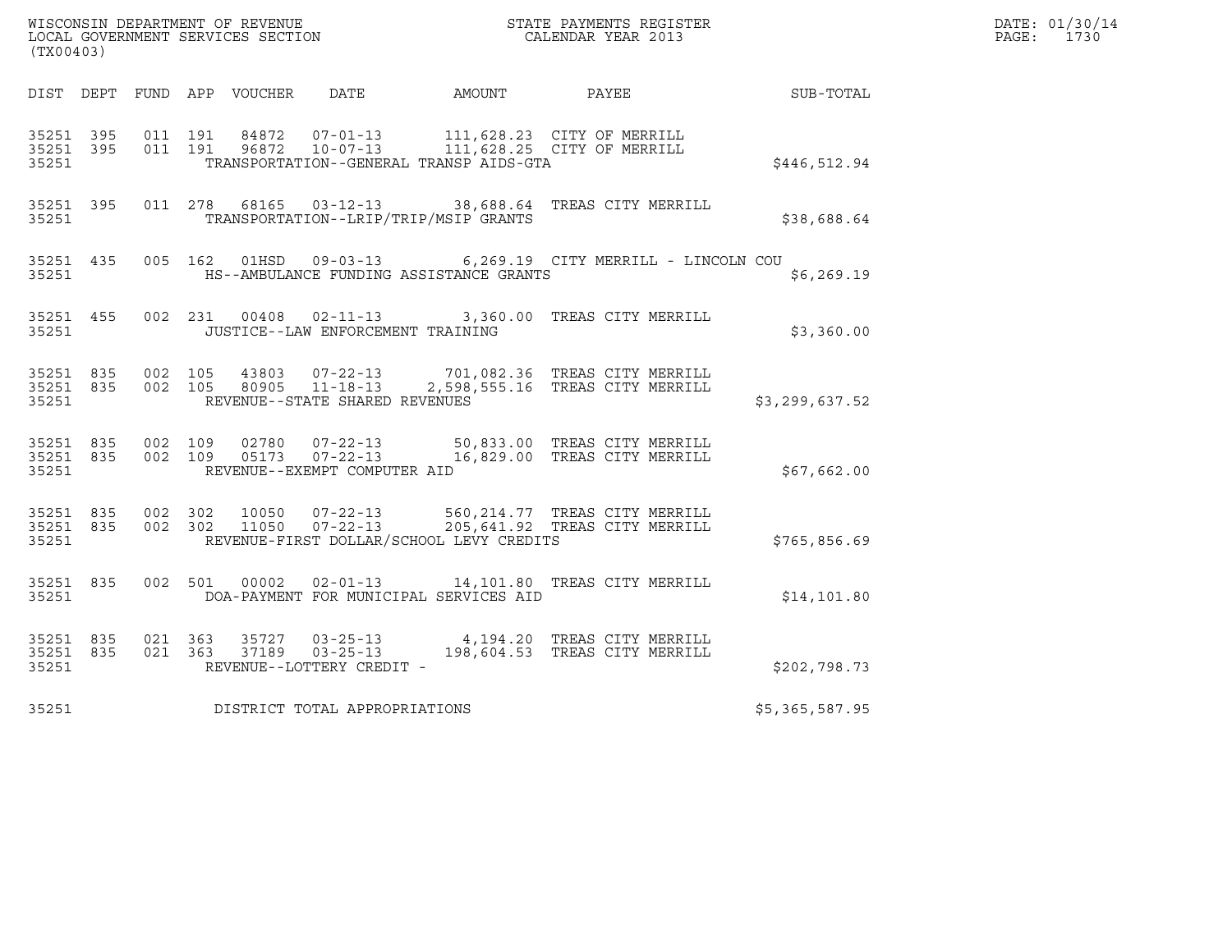WISCONSIN DEPARTMENT OF REVENUE
LOCAL GOVERNMENT SERVICES SECTION
(TX00403)

STATE PAYMENTS REGISTER
CALENDAR YEAR 2013

DATE: 01/30/14
PAGE: 1730

| DIST | DEPT | FUND | APP | VOUCHER | DATE | AMOUNT | PAYEE | SUB-TOTAL |
|---|---|---|---|---|---|---|---|---|
| 35251 | 395 | 011 | 191 | 84872 | 07-01-13 | 111,628.23 | CITY OF MERRILL | |
| 35251 | 395 | 011 | 191 | 96872 | 10-07-13 | 111,628.25 | CITY OF MERRILL | |
| 35251 | | | | TRANSPORTATION--GENERAL TRANSP AIDS-GTA | | | | $446,512.94 |
| 35251 | 395 | 011 | 278 | 68165 | 03-12-13 | 38,688.64 | TREAS CITY MERRILL | |
| 35251 | | | | TRANSPORTATION--LRIP/TRIP/MSIP GRANTS | | | | $38,688.64 |
| 35251 | 435 | 005 | 162 | 01HSD | 09-03-13 | 6,269.19 | CITY MERRILL - LINCOLN COU | |
| 35251 | | | | HS--AMBULANCE FUNDING ASSISTANCE GRANTS | | | | $6,269.19 |
| 35251 | 455 | 002 | 231 | 00408 | 02-11-13 | 3,360.00 | TREAS CITY MERRILL | |
| 35251 | | | | JUSTICE--LAW ENFORCEMENT TRAINING | | | | $3,360.00 |
| 35251 | 835 | 002 | 105 | 43803 | 07-22-13 | 701,082.36 | TREAS CITY MERRILL | |
| 35251 | 835 | 002 | 105 | 80905 | 11-18-13 | 2,598,555.16 | TREAS CITY MERRILL | |
| 35251 | | | | REVENUE--STATE SHARED REVENUES | | | | $3,299,637.52 |
| 35251 | 835 | 002 | 109 | 02780 | 07-22-13 | 50,833.00 | TREAS CITY MERRILL | |
| 35251 | 835 | 002 | 109 | 05173 | 07-22-13 | 16,829.00 | TREAS CITY MERRILL | |
| 35251 | | | | REVENUE--EXEMPT COMPUTER AID | | | | $67,662.00 |
| 35251 | 835 | 002 | 302 | 10050 | 07-22-13 | 560,214.77 | TREAS CITY MERRILL | |
| 35251 | 835 | 002 | 302 | 11050 | 07-22-13 | 205,641.92 | TREAS CITY MERRILL | |
| 35251 | | | | REVENUE-FIRST DOLLAR/SCHOOL LEVY CREDITS | | | | $765,856.69 |
| 35251 | 835 | 002 | 501 | 00002 | 02-01-13 | 14,101.80 | TREAS CITY MERRILL | |
| 35251 | | | | DOA-PAYMENT FOR MUNICIPAL SERVICES AID | | | | $14,101.80 |
| 35251 | 835 | 021 | 363 | 35727 | 03-25-13 | 4,194.20 | TREAS CITY MERRILL | |
| 35251 | 835 | 021 | 363 | 37189 | 03-25-13 | 198,604.53 | TREAS CITY MERRILL | |
| 35251 | | | | REVENUE--LOTTERY CREDIT - | | | | $202,798.73 |
| 35251 | | | | DISTRICT TOTAL APPROPRIATIONS | | | | $5,365,587.95 |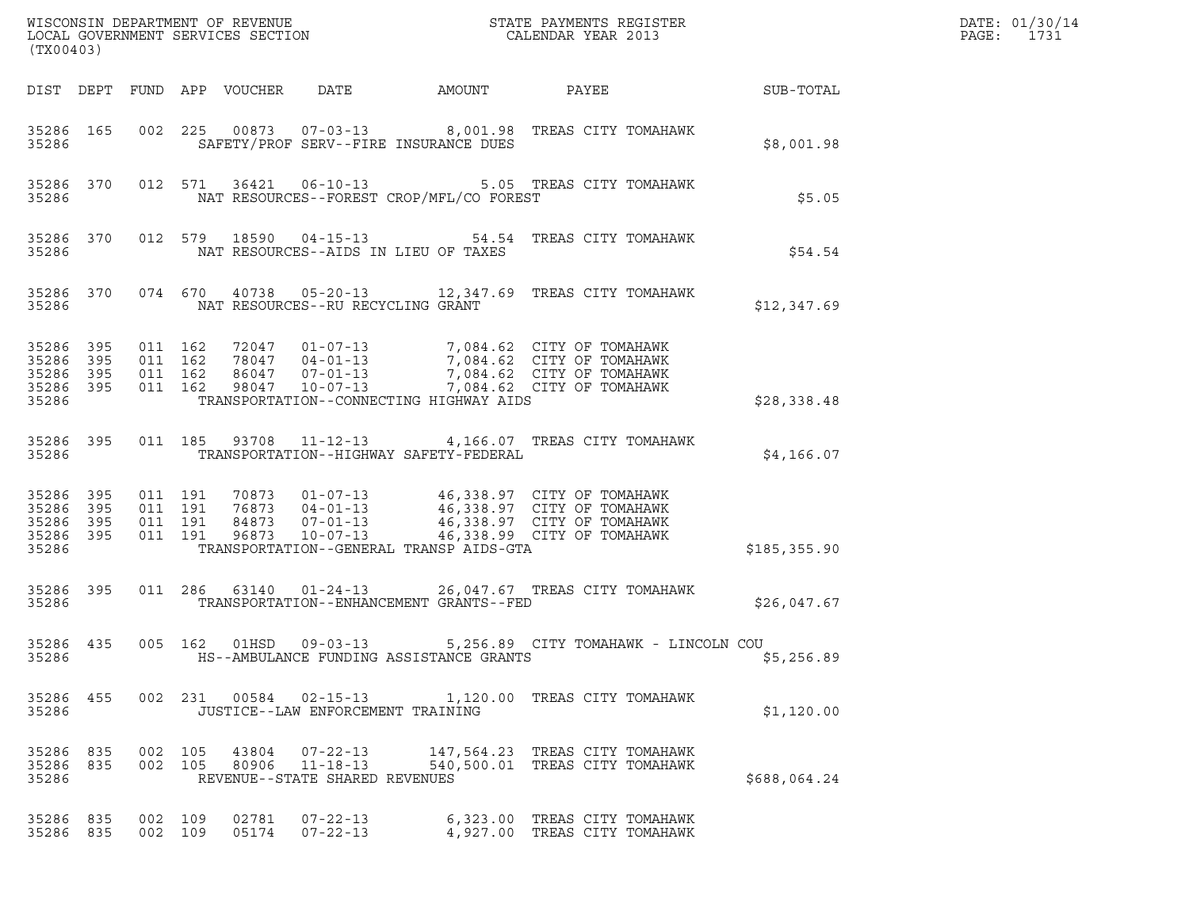WISCONSIN DEPARTMENT OF REVENUE
LOCAL GOVERNMENT SERVICES SECTION
(TX00403)

STATE PAYMENTS REGISTER
CALENDAR YEAR 2013

DATE: 01/30/14
PAGE: 1731

| DIST | DEPT | FUND | APP | VOUCHER | DATE | AMOUNT | PAYEE | SUB-TOTAL |
|---|---|---|---|---|---|---|---|---|
| 35286 | 165 | 002 | 225 | 00873 | 07-03-13 | 8,001.98 | TREAS CITY TOMAHAWK | |
| 35286 | | | | SAFETY/PROF SERV--FIRE INSURANCE DUES | | | | $8,001.98 |
| 35286 | 370 | 012 | 571 | 36421 | 06-10-13 | 5.05 | TREAS CITY TOMAHAWK | |
| 35286 | | | | NAT RESOURCES--FOREST CROP/MFL/CO FOREST | | | | $5.05 |
| 35286 | 370 | 012 | 579 | 18590 | 04-15-13 | 54.54 | TREAS CITY TOMAHAWK | |
| 35286 | | | | NAT RESOURCES--AIDS IN LIEU OF TAXES | | | | $54.54 |
| 35286 | 370 | 074 | 670 | 40738 | 05-20-13 | 12,347.69 | TREAS CITY TOMAHAWK | |
| 35286 | | | | NAT RESOURCES--RU RECYCLING GRANT | | | | $12,347.69 |
| 35286 | 395 | 011 | 162 | 72047 | 01-07-13 | 7,084.62 | CITY OF TOMAHAWK | |
| 35286 | 395 | 011 | 162 | 78047 | 04-01-13 | 7,084.62 | CITY OF TOMAHAWK | |
| 35286 | 395 | 011 | 162 | 86047 | 07-01-13 | 7,084.62 | CITY OF TOMAHAWK | |
| 35286 | 395 | 011 | 162 | 98047 | 10-07-13 | 7,084.62 | CITY OF TOMAHAWK | |
| 35286 | | | | TRANSPORTATION--CONNECTING HIGHWAY AIDS | | | | $28,338.48 |
| 35286 | 395 | 011 | 185 | 93708 | 11-12-13 | 4,166.07 | TREAS CITY TOMAHAWK | |
| 35286 | | | | TRANSPORTATION--HIGHWAY SAFETY-FEDERAL | | | | $4,166.07 |
| 35286 | 395 | 011 | 191 | 70873 | 01-07-13 | 46,338.97 | CITY OF TOMAHAWK | |
| 35286 | 395 | 011 | 191 | 76873 | 04-01-13 | 46,338.97 | CITY OF TOMAHAWK | |
| 35286 | 395 | 011 | 191 | 84873 | 07-01-13 | 46,338.97 | CITY OF TOMAHAWK | |
| 35286 | 395 | 011 | 191 | 96873 | 10-07-13 | 46,338.99 | CITY OF TOMAHAWK | |
| 35286 | | | | TRANSPORTATION--GENERAL TRANSP AIDS-GTA | | | | $185,355.90 |
| 35286 | 395 | 011 | 286 | 63140 | 01-24-13 | 26,047.67 | TREAS CITY TOMAHAWK | |
| 35286 | | | | TRANSPORTATION--ENHANCEMENT GRANTS--FED | | | | $26,047.67 |
| 35286 | 435 | 005 | 162 | 01HSD | 09-03-13 | 5,256.89 | CITY TOMAHAWK - LINCOLN COU | |
| 35286 | | | | HS--AMBULANCE FUNDING ASSISTANCE GRANTS | | | | $5,256.89 |
| 35286 | 455 | 002 | 231 | 00584 | 02-15-13 | 1,120.00 | TREAS CITY TOMAHAWK | |
| 35286 | | | | JUSTICE--LAW ENFORCEMENT TRAINING | | | | $1,120.00 |
| 35286 | 835 | 002 | 105 | 43804 | 07-22-13 | 147,564.23 | TREAS CITY TOMAHAWK | |
| 35286 | 835 | 002 | 105 | 80906 | 11-18-13 | 540,500.01 | TREAS CITY TOMAHAWK | |
| 35286 | | | | REVENUE--STATE SHARED REVENUES | | | | $688,064.24 |
| 35286 | 835 | 002 | 109 | 02781 | 07-22-13 | 6,323.00 | TREAS CITY TOMAHAWK | |
| 35286 | 835 | 002 | 109 | 05174 | 07-22-13 | 4,927.00 | TREAS CITY TOMAHAWK | |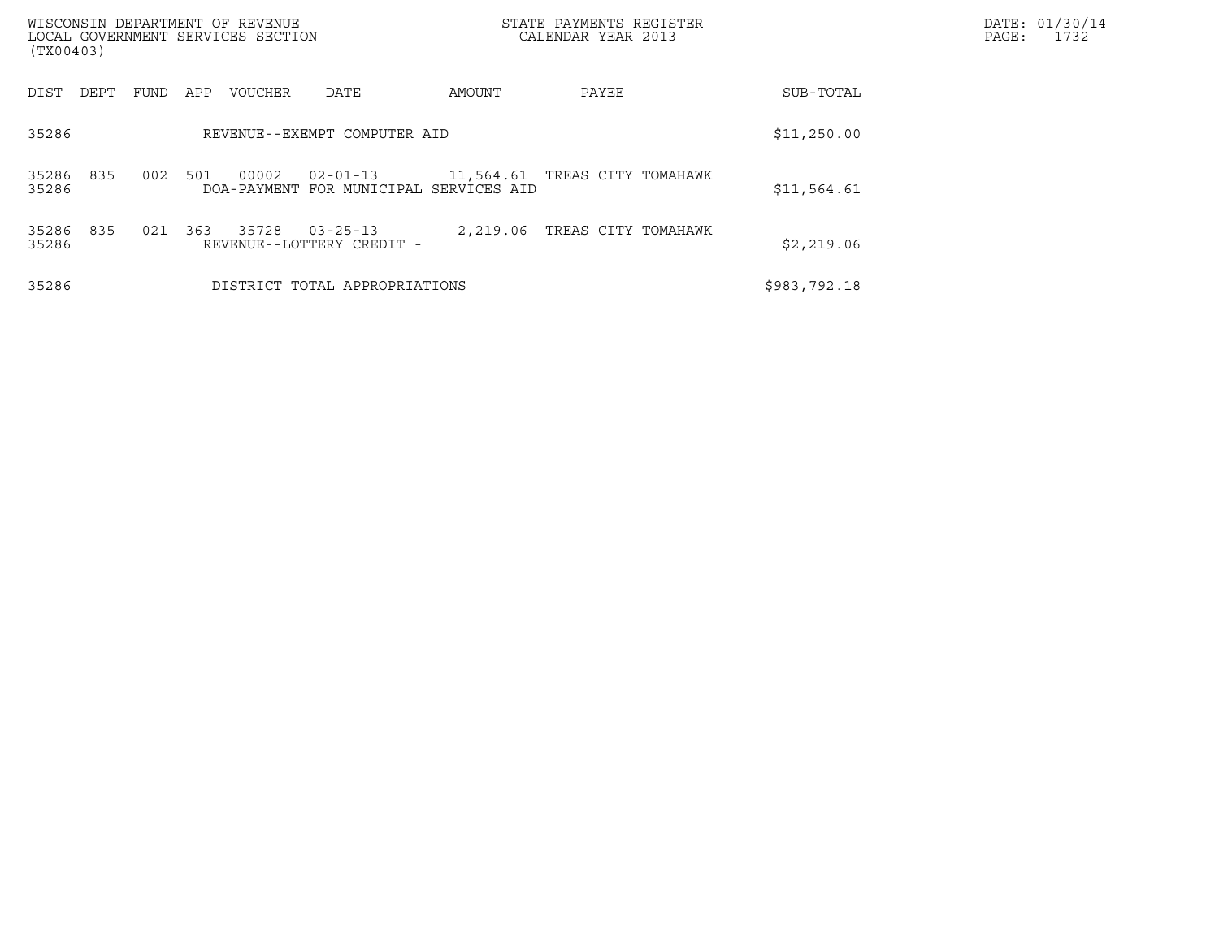WISCONSIN DEPARTMENT OF REVENUE
LOCAL GOVERNMENT SERVICES SECTION
(TX00403)

STATE PAYMENTS REGISTER
CALENDAR YEAR 2013

DATE: 01/30/14
PAGE: 1732

| DIST | DEPT | FUND | APP | VOUCHER | DATE | AMOUNT | PAYEE | SUB-TOTAL |
|---|---|---|---|---|---|---|---|---|
| 35286 | | | | REVENUE--EXEMPT COMPUTER AID | | | | $11,250.00 |
| 35286 | 835 | 002 | 501 | 00002 | 02-01-13 | 11,564.61 | TREAS CITY TOMAHAWK | |
| 35286 | | | | DOA-PAYMENT FOR MUNICIPAL SERVICES AID | | | | $11,564.61 |
| 35286 | 835 | 021 | 363 | 35728 | 03-25-13 | 2,219.06 | TREAS CITY TOMAHAWK | |
| 35286 | | | | REVENUE--LOTTERY CREDIT - | | | | $2,219.06 |
| 35286 | | | | DISTRICT TOTAL APPROPRIATIONS | | | | $983,792.18 |